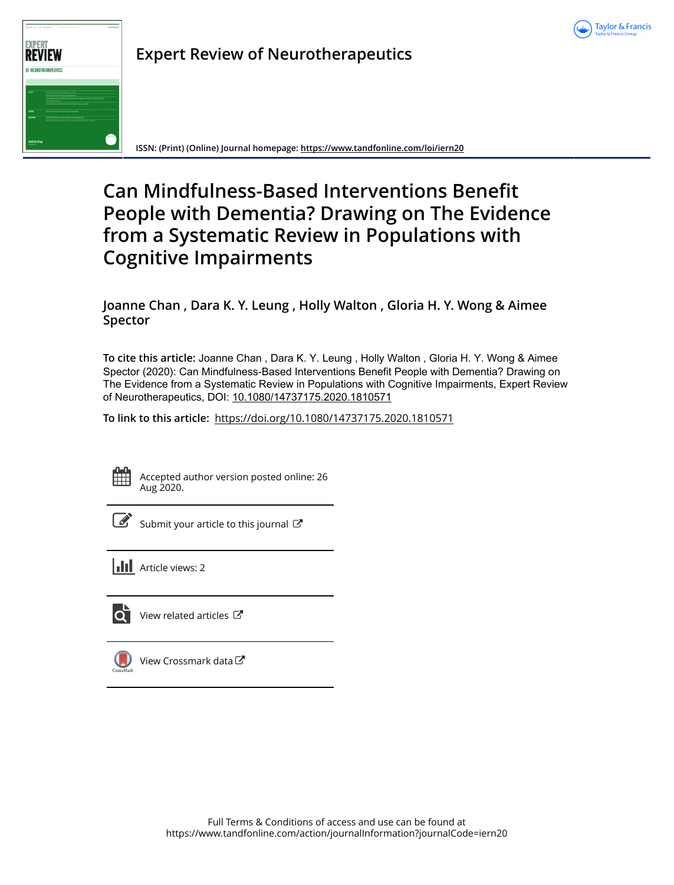Expert Review of Neurotherapeutics

ISSN: (Print) (Online) Journal homepage: https://www.tandfonline.com/loi/iern20

# Can Mindfulness-Based Interventions Benefit People with Dementia? Drawing on The Evidence from a Systematic Review in Populations with Cognitive Impairments

Joanne Chan , Dara K. Y. Leung , Holly Walton , Gloria H. Y. Wong & Aimee Spector

**To cite this article:** Joanne Chan , Dara K. Y. Leung , Holly Walton , Gloria H. Y. Wong & Aimee Spector (2020): Can Mindfulness-Based Interventions Benefit People with Dementia? Drawing on The Evidence from a Systematic Review in Populations with Cognitive Impairments, Expert Review of Neurotherapeutics, DOI: 10.1080/14737175.2020.1810571

**To link to this article:** https://doi.org/10.1080/14737175.2020.1810571

Accepted author version posted online: 26 Aug 2020.

Submit your article to this journal

Article views: 2

View related articles

View Crossmark data

Full Terms & Conditions of access and use can be found at https://www.tandfonline.com/action/journalInformation?journalCode=iern20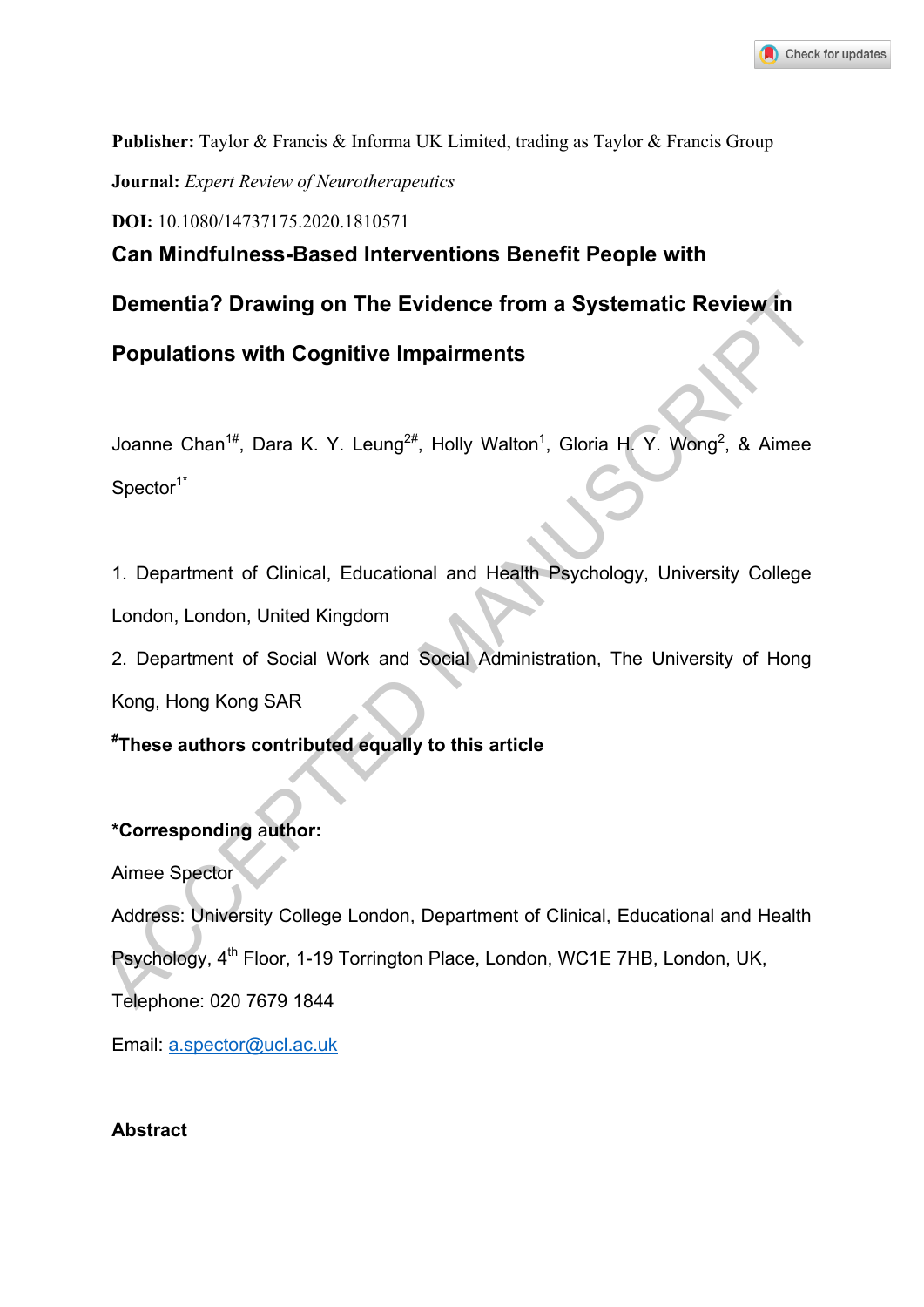**Publisher:** Taylor & Francis & Informa UK Limited, trading as Taylor & Francis Group

**Journal:** *Expert Review of Neurotherapeutics*

**DOI:** 10.1080/14737175.2020.1810571

# Can Mindfulness-Based Interventions Benefit People with Dementia? Drawing on The Evidence from a Systematic Review in Populations with Cognitive Impairments

Joanne Chan[1#], Dara K. Y. Leung[2#], Holly Walton[1], Gloria H. Y. Wong[2], & Aimee Spector[1*]

1. Department of Clinical, Educational and Health Psychology, University College London, London, United Kingdom
2. Department of Social Work and Social Administration, The University of Hong Kong, Hong Kong SAR

**[#]These authors contributed equally to this article**

**\*Corresponding author:**

Aimee Spector

Address: University College London, Department of Clinical, Educational and Health Psychology, 4th Floor, 1-19 Torrington Place, London, WC1E 7HB, London, UK,

Telephone: 020 7679 1844

Email: a.spector@ucl.ac.uk

**Abstract**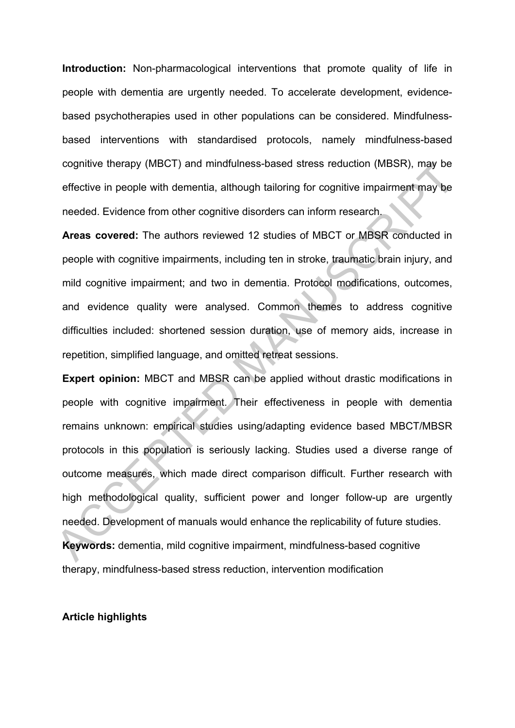**Introduction:** Non-pharmacological interventions that promote quality of life in people with dementia are urgently needed. To accelerate development, evidence-based psychotherapies used in other populations can be considered. Mindfulness-based interventions with standardised protocols, namely mindfulness-based cognitive therapy (MBCT) and mindfulness-based stress reduction (MBSR), may be effective in people with dementia, although tailoring for cognitive impairment may be needed. Evidence from other cognitive disorders can inform research.

**Areas covered:** The authors reviewed 12 studies of MBCT or MBSR conducted in people with cognitive impairments, including ten in stroke, traumatic brain injury, and mild cognitive impairment; and two in dementia. Protocol modifications, outcomes, and evidence quality were analysed. Common themes to address cognitive difficulties included: shortened session duration, use of memory aids, increase in repetition, simplified language, and omitted retreat sessions.

**Expert opinion:** MBCT and MBSR can be applied without drastic modifications in people with cognitive impairment. Their effectiveness in people with dementia remains unknown: empirical studies using/adapting evidence based MBCT/MBSR protocols in this population is seriously lacking. Studies used a diverse range of outcome measures, which made direct comparison difficult. Further research with high methodological quality, sufficient power and longer follow-up are urgently needed. Development of manuals would enhance the replicability of future studies.

**Keywords:** dementia, mild cognitive impairment, mindfulness-based cognitive therapy, mindfulness-based stress reduction, intervention modification

**Article highlights**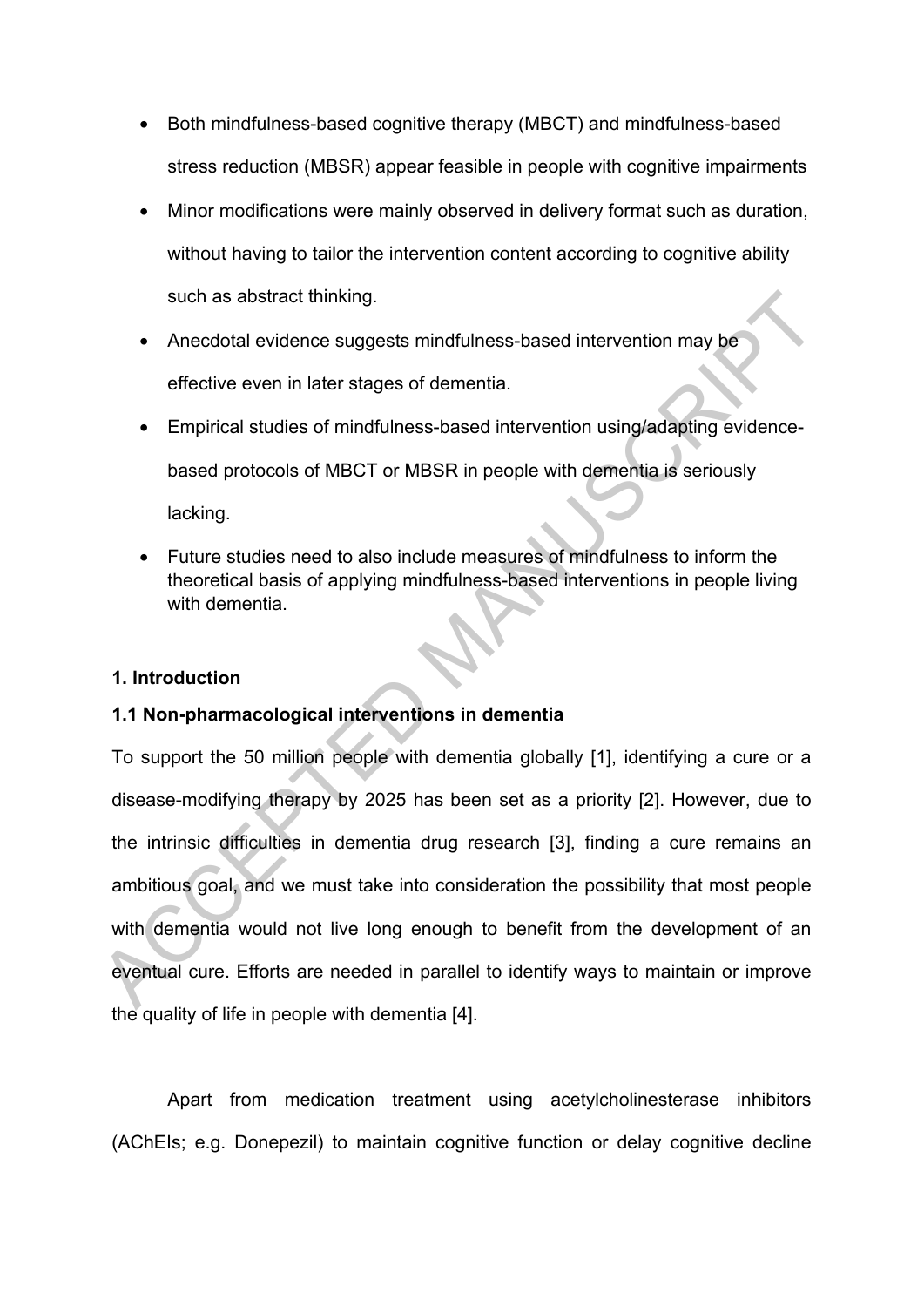- Both mindfulness-based cognitive therapy (MBCT) and mindfulness-based stress reduction (MBSR) appear feasible in people with cognitive impairments
- Minor modifications were mainly observed in delivery format such as duration, without having to tailor the intervention content according to cognitive ability such as abstract thinking.
- Anecdotal evidence suggests mindfulness-based intervention may be effective even in later stages of dementia.
- Empirical studies of mindfulness-based intervention using/adapting evidence-based protocols of MBCT or MBSR in people with dementia is seriously lacking.
- Future studies need to also include measures of mindfulness to inform the theoretical basis of applying mindfulness-based interventions in people living with dementia.

## 1. Introduction

### 1.1 Non-pharmacological interventions in dementia

To support the 50 million people with dementia globally [1], identifying a cure or a disease-modifying therapy by 2025 has been set as a priority [2]. However, due to the intrinsic difficulties in dementia drug research [3], finding a cure remains an ambitious goal, and we must take into consideration the possibility that most people with dementia would not live long enough to benefit from the development of an eventual cure. Efforts are needed in parallel to identify ways to maintain or improve the quality of life in people with dementia [4].

Apart from medication treatment using acetylcholinesterase inhibitors (AChEIs; e.g. Donepezil) to maintain cognitive function or delay cognitive decline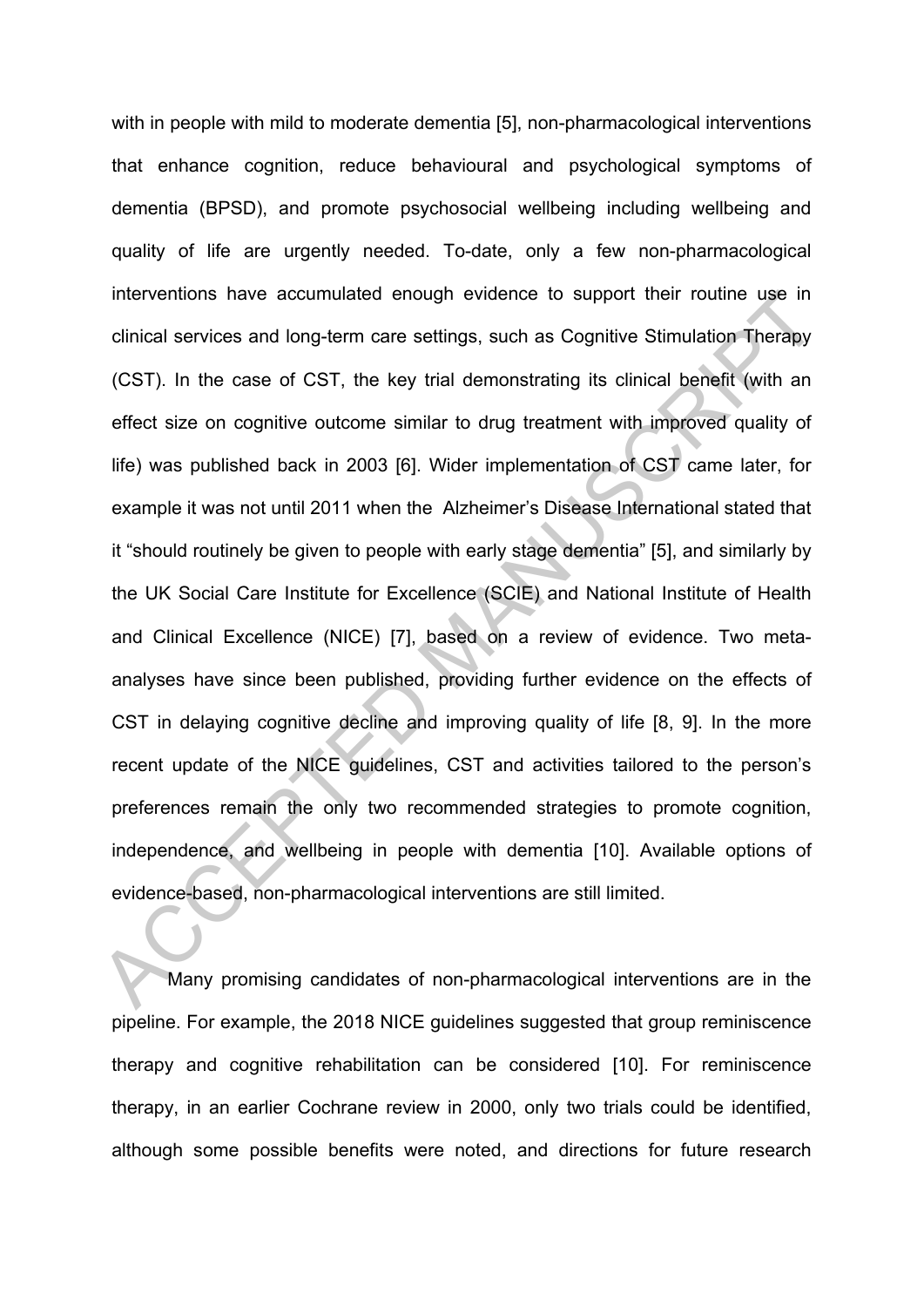with in people with mild to moderate dementia [5], non-pharmacological interventions that enhance cognition, reduce behavioural and psychological symptoms of dementia (BPSD), and promote psychosocial wellbeing including wellbeing and quality of life are urgently needed. To-date, only a few non-pharmacological interventions have accumulated enough evidence to support their routine use in clinical services and long-term care settings, such as Cognitive Stimulation Therapy (CST). In the case of CST, the key trial demonstrating its clinical benefit (with an effect size on cognitive outcome similar to drug treatment with improved quality of life) was published back in 2003 [6]. Wider implementation of CST came later, for example it was not until 2011 when the Alzheimer's Disease International stated that it "should routinely be given to people with early stage dementia" [5], and similarly by the UK Social Care Institute for Excellence (SCIE) and National Institute of Health and Clinical Excellence (NICE) [7], based on a review of evidence. Two meta-analyses have since been published, providing further evidence on the effects of CST in delaying cognitive decline and improving quality of life [8, 9]. In the more recent update of the NICE guidelines, CST and activities tailored to the person's preferences remain the only two recommended strategies to promote cognition, independence, and wellbeing in people with dementia [10]. Available options of evidence-based, non-pharmacological interventions are still limited.

Many promising candidates of non-pharmacological interventions are in the pipeline. For example, the 2018 NICE guidelines suggested that group reminiscence therapy and cognitive rehabilitation can be considered [10]. For reminiscence therapy, in an earlier Cochrane review in 2000, only two trials could be identified, although some possible benefits were noted, and directions for future research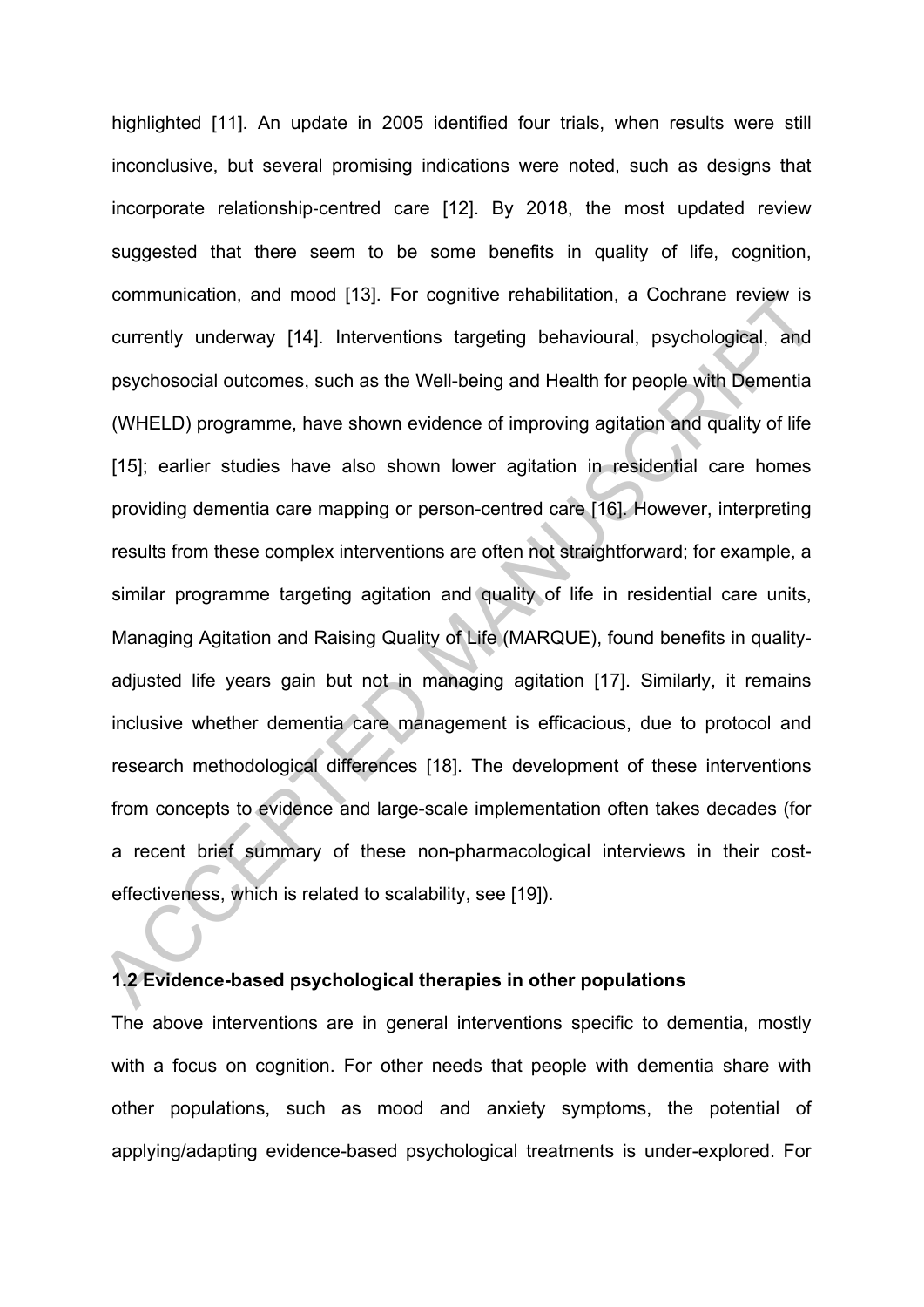highlighted [11]. An update in 2005 identified four trials, when results were still inconclusive, but several promising indications were noted, such as designs that incorporate relationship-centred care [12]. By 2018, the most updated review suggested that there seem to be some benefits in quality of life, cognition, communication, and mood [13]. For cognitive rehabilitation, a Cochrane review is currently underway [14]. Interventions targeting behavioural, psychological, and psychosocial outcomes, such as the Well-being and Health for people with Dementia (WHELD) programme, have shown evidence of improving agitation and quality of life [15]; earlier studies have also shown lower agitation in residential care homes providing dementia care mapping or person-centred care [16]. However, interpreting results from these complex interventions are often not straightforward; for example, a similar programme targeting agitation and quality of life in residential care units, Managing Agitation and Raising Quality of Life (MARQUE), found benefits in quality-adjusted life years gain but not in managing agitation [17]. Similarly, it remains inclusive whether dementia care management is efficacious, due to protocol and research methodological differences [18]. The development of these interventions from concepts to evidence and large-scale implementation often takes decades (for a recent brief summary of these non-pharmacological interviews in their cost-effectiveness, which is related to scalability, see [19]).

## 1.2 Evidence-based psychological therapies in other populations

The above interventions are in general interventions specific to dementia, mostly with a focus on cognition. For other needs that people with dementia share with other populations, such as mood and anxiety symptoms, the potential of applying/adapting evidence-based psychological treatments is under-explored. For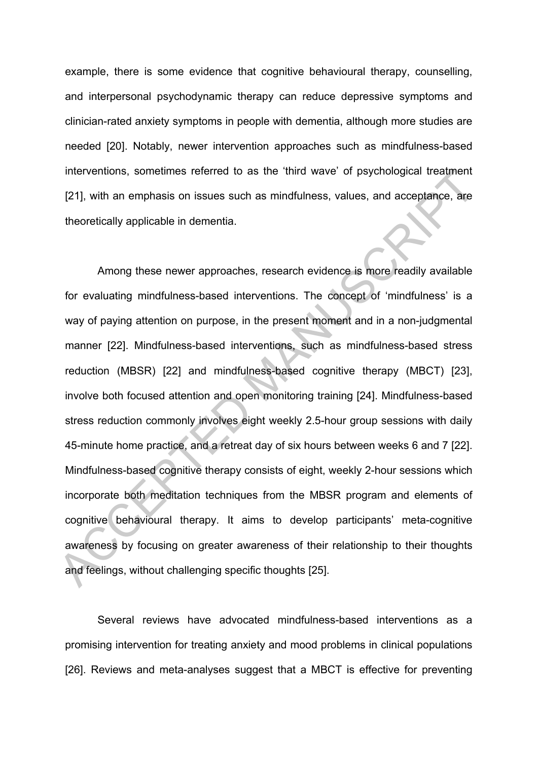example, there is some evidence that cognitive behavioural therapy, counselling, and interpersonal psychodynamic therapy can reduce depressive symptoms and clinician-rated anxiety symptoms in people with dementia, although more studies are needed [20]. Notably, newer intervention approaches such as mindfulness-based interventions, sometimes referred to as the 'third wave' of psychological treatment [21], with an emphasis on issues such as mindfulness, values, and acceptance, are theoretically applicable in dementia.

Among these newer approaches, research evidence is more readily available for evaluating mindfulness-based interventions. The concept of 'mindfulness' is a way of paying attention on purpose, in the present moment and in a non-judgmental manner [22]. Mindfulness-based interventions, such as mindfulness-based stress reduction (MBSR) [22] and mindfulness-based cognitive therapy (MBCT) [23], involve both focused attention and open monitoring training [24]. Mindfulness-based stress reduction commonly involves eight weekly 2.5-hour group sessions with daily 45-minute home practice, and a retreat day of six hours between weeks 6 and 7 [22]. Mindfulness-based cognitive therapy consists of eight, weekly 2-hour sessions which incorporate both meditation techniques from the MBSR program and elements of cognitive behavioural therapy. It aims to develop participants' meta-cognitive awareness by focusing on greater awareness of their relationship to their thoughts and feelings, without challenging specific thoughts [25].

Several reviews have advocated mindfulness-based interventions as a promising intervention for treating anxiety and mood problems in clinical populations [26]. Reviews and meta-analyses suggest that a MBCT is effective for preventing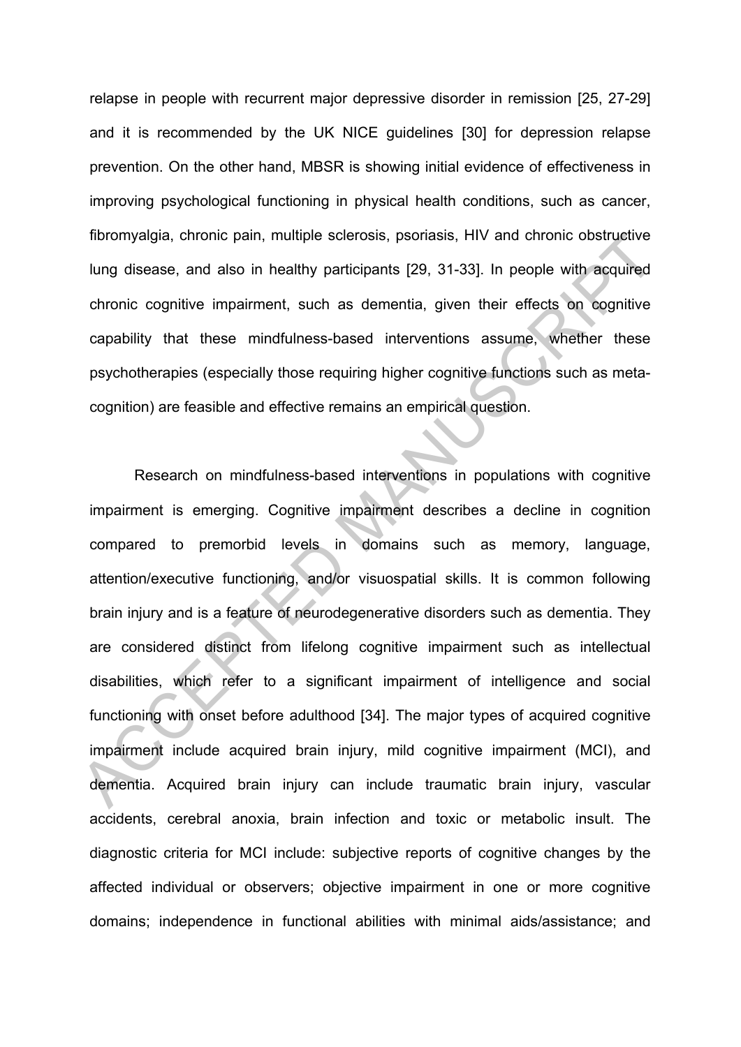relapse in people with recurrent major depressive disorder in remission [25, 27-29] and it is recommended by the UK NICE guidelines [30] for depression relapse prevention. On the other hand, MBSR is showing initial evidence of effectiveness in improving psychological functioning in physical health conditions, such as cancer, fibromyalgia, chronic pain, multiple sclerosis, psoriasis, HIV and chronic obstructive lung disease, and also in healthy participants [29, 31-33]. In people with acquired chronic cognitive impairment, such as dementia, given their effects on cognitive capability that these mindfulness-based interventions assume, whether these psychotherapies (especially those requiring higher cognitive functions such as meta-cognition) are feasible and effective remains an empirical question.

Research on mindfulness-based interventions in populations with cognitive impairment is emerging. Cognitive impairment describes a decline in cognition compared to premorbid levels in domains such as memory, language, attention/executive functioning, and/or visuospatial skills. It is common following brain injury and is a feature of neurodegenerative disorders such as dementia. They are considered distinct from lifelong cognitive impairment such as intellectual disabilities, which refer to a significant impairment of intelligence and social functioning with onset before adulthood [34]. The major types of acquired cognitive impairment include acquired brain injury, mild cognitive impairment (MCI), and dementia. Acquired brain injury can include traumatic brain injury, vascular accidents, cerebral anoxia, brain infection and toxic or metabolic insult. The diagnostic criteria for MCI include: subjective reports of cognitive changes by the affected individual or observers; objective impairment in one or more cognitive domains; independence in functional abilities with minimal aids/assistance; and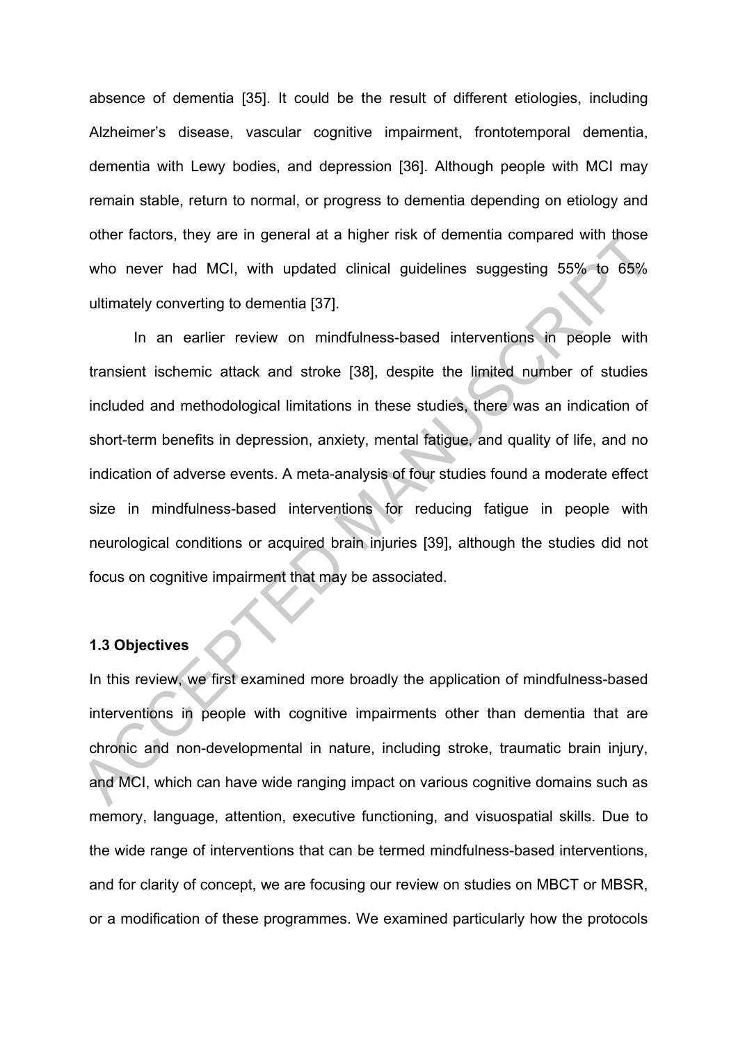absence of dementia [35]. It could be the result of different etiologies, including Alzheimer's disease, vascular cognitive impairment, frontotemporal dementia, dementia with Lewy bodies, and depression [36]. Although people with MCI may remain stable, return to normal, or progress to dementia depending on etiology and other factors, they are in general at a higher risk of dementia compared with those who never had MCI, with updated clinical guidelines suggesting 55% to 65% ultimately converting to dementia [37].

In an earlier review on mindfulness-based interventions in people with transient ischemic attack and stroke [38], despite the limited number of studies included and methodological limitations in these studies, there was an indication of short-term benefits in depression, anxiety, mental fatigue, and quality of life, and no indication of adverse events. A meta-analysis of four studies found a moderate effect size in mindfulness-based interventions for reducing fatigue in people with neurological conditions or acquired brain injuries [39], although the studies did not focus on cognitive impairment that may be associated.

### 1.3 Objectives

In this review, we first examined more broadly the application of mindfulness-based interventions in people with cognitive impairments other than dementia that are chronic and non-developmental in nature, including stroke, traumatic brain injury, and MCI, which can have wide ranging impact on various cognitive domains such as memory, language, attention, executive functioning, and visuospatial skills. Due to the wide range of interventions that can be termed mindfulness-based interventions, and for clarity of concept, we are focusing our review on studies on MBCT or MBSR, or a modification of these programmes. We examined particularly how the protocols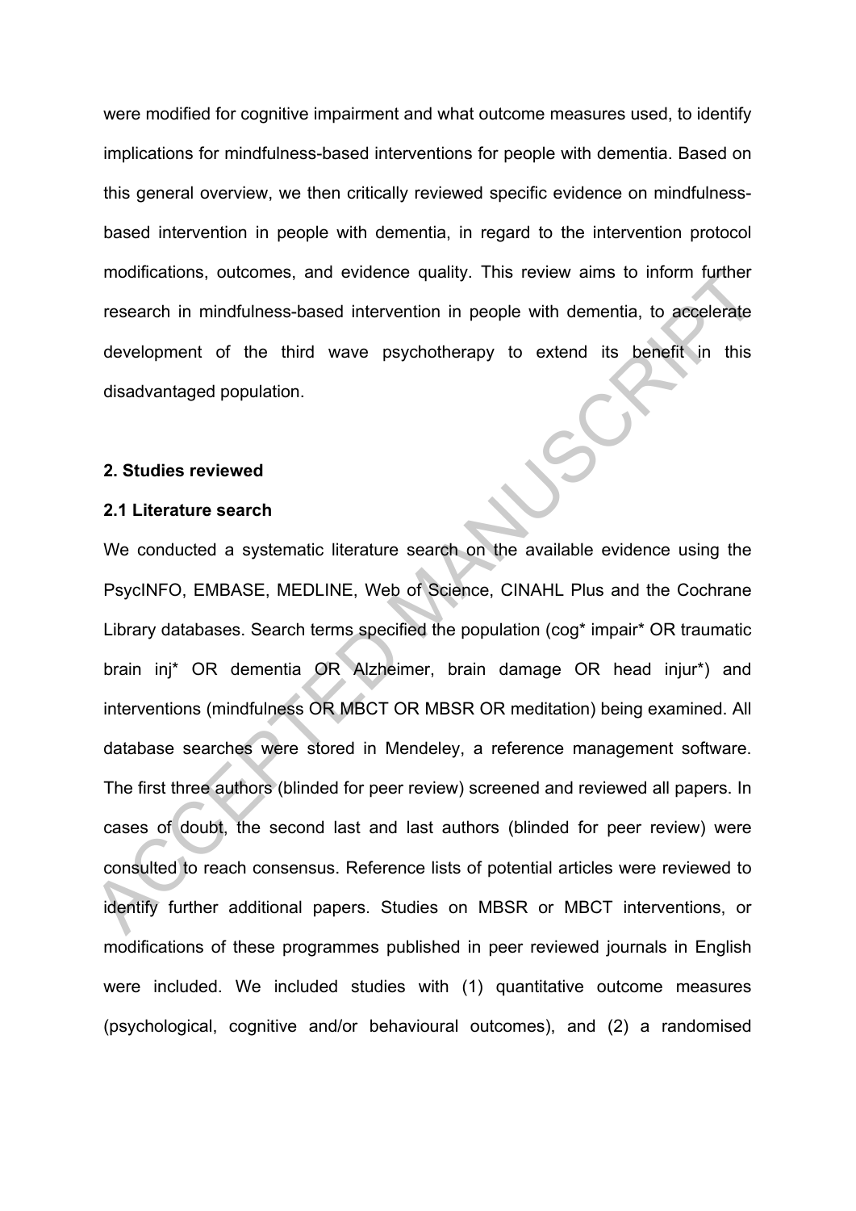were modified for cognitive impairment and what outcome measures used, to identify implications for mindfulness-based interventions for people with dementia. Based on this general overview, we then critically reviewed specific evidence on mindfulness-based intervention in people with dementia, in regard to the intervention protocol modifications, outcomes, and evidence quality. This review aims to inform further research in mindfulness-based intervention in people with dementia, to accelerate development of the third wave psychotherapy to extend its benefit in this disadvantaged population.

## 2. Studies reviewed

### 2.1 Literature search

We conducted a systematic literature search on the available evidence using the PsycINFO, EMBASE, MEDLINE, Web of Science, CINAHL Plus and the Cochrane Library databases. Search terms specified the population (cog* impair* OR traumatic brain inj* OR dementia OR Alzheimer, brain damage OR head injur*) and interventions (mindfulness OR MBCT OR MBSR OR meditation) being examined. All database searches were stored in Mendeley, a reference management software. The first three authors (blinded for peer review) screened and reviewed all papers. In cases of doubt, the second last and last authors (blinded for peer review) were consulted to reach consensus. Reference lists of potential articles were reviewed to identify further additional papers. Studies on MBSR or MBCT interventions, or modifications of these programmes published in peer reviewed journals in English were included. We included studies with (1) quantitative outcome measures (psychological, cognitive and/or behavioural outcomes), and (2) a randomised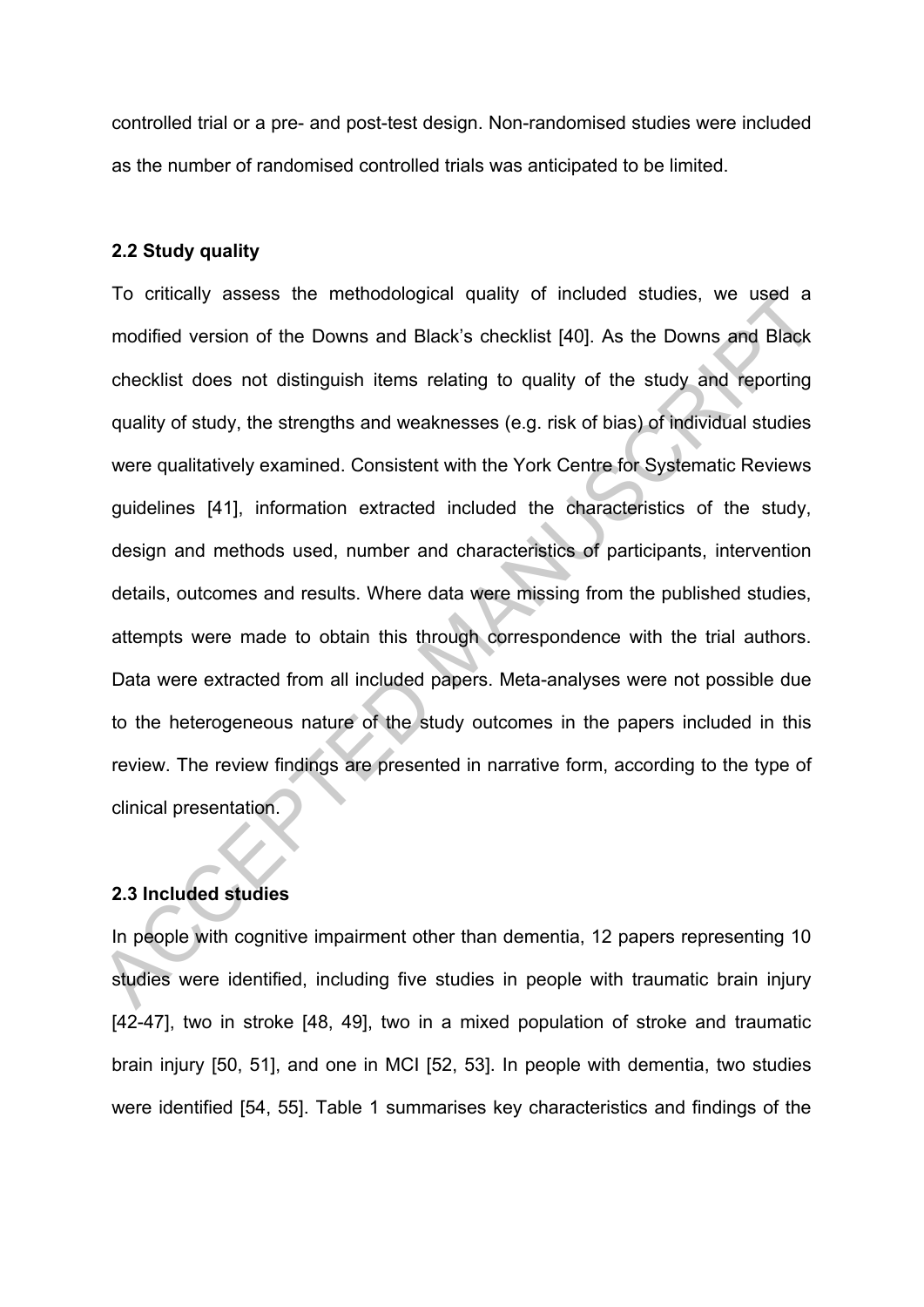controlled trial or a pre- and post-test design. Non-randomised studies were included as the number of randomised controlled trials was anticipated to be limited.

### 2.2 Study quality

To critically assess the methodological quality of included studies, we used a modified version of the Downs and Black's checklist [40]. As the Downs and Black checklist does not distinguish items relating to quality of the study and reporting quality of study, the strengths and weaknesses (e.g. risk of bias) of individual studies were qualitatively examined. Consistent with the York Centre for Systematic Reviews guidelines [41], information extracted included the characteristics of the study, design and methods used, number and characteristics of participants, intervention details, outcomes and results. Where data were missing from the published studies, attempts were made to obtain this through correspondence with the trial authors. Data were extracted from all included papers. Meta-analyses were not possible due to the heterogeneous nature of the study outcomes in the papers included in this review. The review findings are presented in narrative form, according to the type of clinical presentation.

### 2.3 Included studies

In people with cognitive impairment other than dementia, 12 papers representing 10 studies were identified, including five studies in people with traumatic brain injury [42-47], two in stroke [48, 49], two in a mixed population of stroke and traumatic brain injury [50, 51], and one in MCI [52, 53]. In people with dementia, two studies were identified [54, 55]. Table 1 summarises key characteristics and findings of the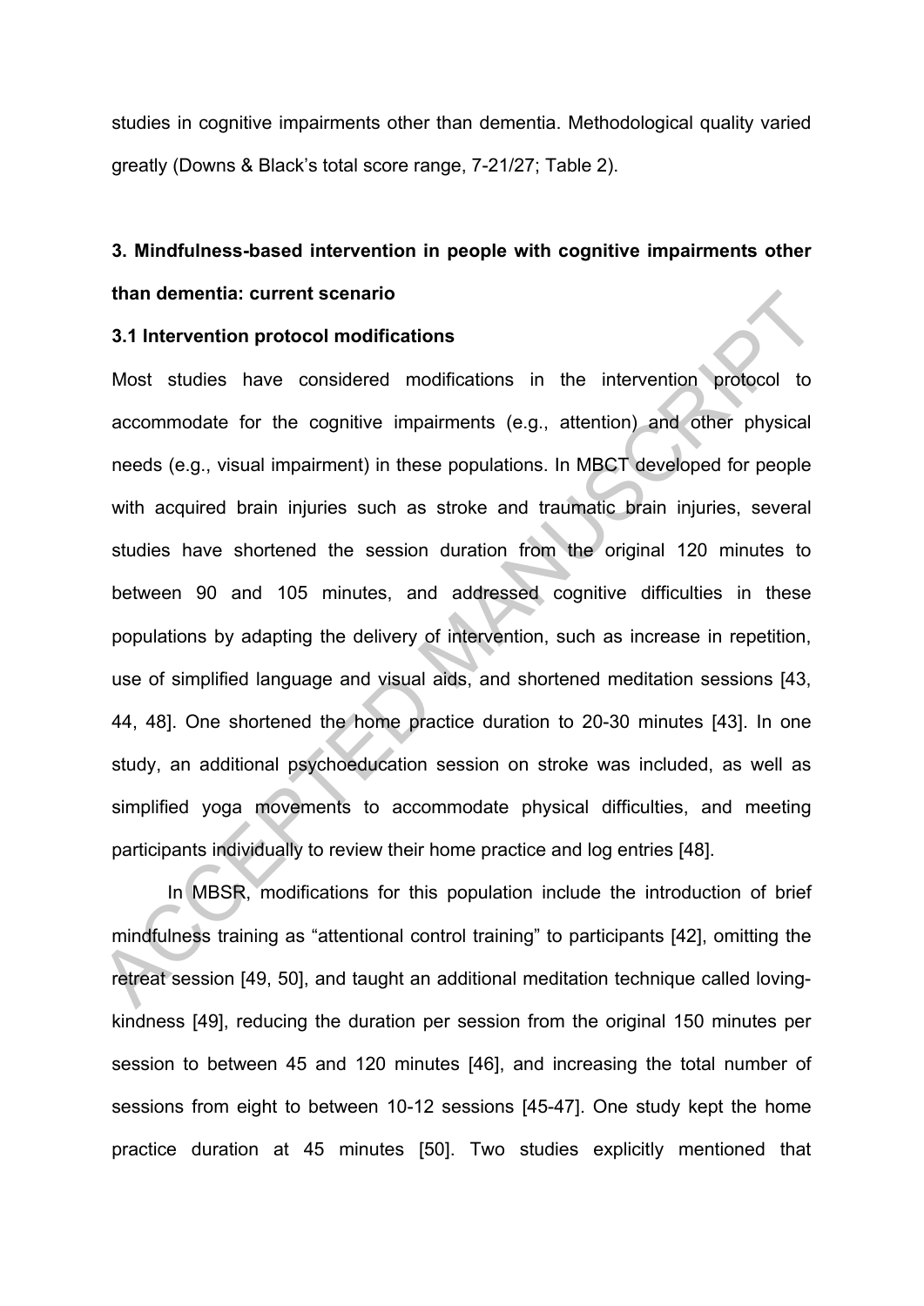studies in cognitive impairments other than dementia. Methodological quality varied greatly (Downs & Black's total score range, 7-21/27; Table 2).

## 3. Mindfulness-based intervention in people with cognitive impairments other than dementia: current scenario

### 3.1 Intervention protocol modifications

Most studies have considered modifications in the intervention protocol to accommodate for the cognitive impairments (e.g., attention) and other physical needs (e.g., visual impairment) in these populations. In MBCT developed for people with acquired brain injuries such as stroke and traumatic brain injuries, several studies have shortened the session duration from the original 120 minutes to between 90 and 105 minutes, and addressed cognitive difficulties in these populations by adapting the delivery of intervention, such as increase in repetition, use of simplified language and visual aids, and shortened meditation sessions [43, 44, 48]. One shortened the home practice duration to 20-30 minutes [43]. In one study, an additional psychoeducation session on stroke was included, as well as simplified yoga movements to accommodate physical difficulties, and meeting participants individually to review their home practice and log entries [48].

In MBSR, modifications for this population include the introduction of brief mindfulness training as "attentional control training" to participants [42], omitting the retreat session [49, 50], and taught an additional meditation technique called loving-kindness [49], reducing the duration per session from the original 150 minutes per session to between 45 and 120 minutes [46], and increasing the total number of sessions from eight to between 10-12 sessions [45-47]. One study kept the home practice duration at 45 minutes [50]. Two studies explicitly mentioned that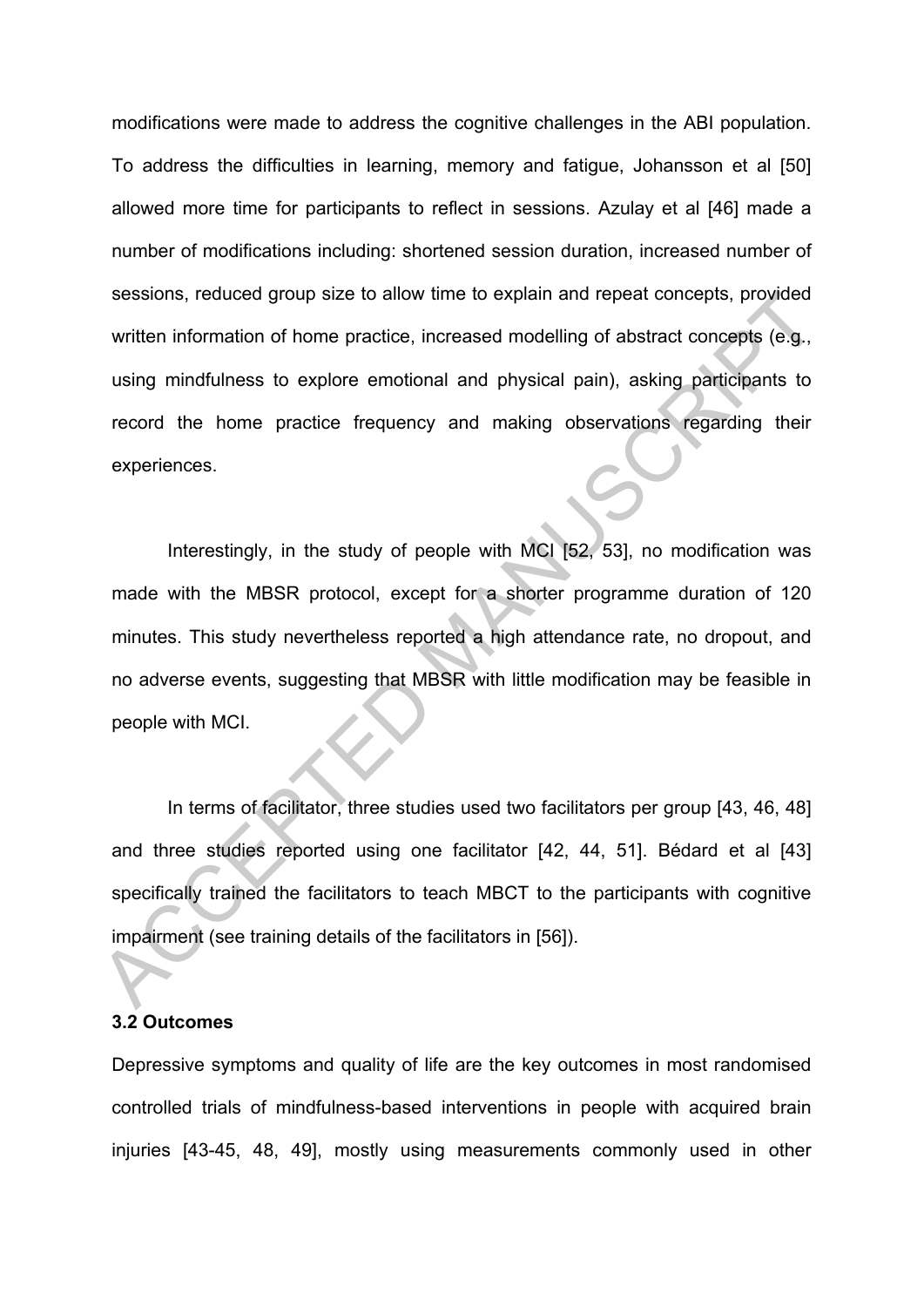modifications were made to address the cognitive challenges in the ABI population. To address the difficulties in learning, memory and fatigue, Johansson et al [50] allowed more time for participants to reflect in sessions. Azulay et al [46] made a number of modifications including: shortened session duration, increased number of sessions, reduced group size to allow time to explain and repeat concepts, provided written information of home practice, increased modelling of abstract concepts (e.g., using mindfulness to explore emotional and physical pain), asking participants to record the home practice frequency and making observations regarding their experiences.

Interestingly, in the study of people with MCI [52, 53], no modification was made with the MBSR protocol, except for a shorter programme duration of 120 minutes. This study nevertheless reported a high attendance rate, no dropout, and no adverse events, suggesting that MBSR with little modification may be feasible in people with MCI.

In terms of facilitator, three studies used two facilitators per group [43, 46, 48] and three studies reported using one facilitator [42, 44, 51]. Bédard et al [43] specifically trained the facilitators to teach MBCT to the participants with cognitive impairment (see training details of the facilitators in [56]).

### 3.2 Outcomes

Depressive symptoms and quality of life are the key outcomes in most randomised controlled trials of mindfulness-based interventions in people with acquired brain injuries [43-45, 48, 49], mostly using measurements commonly used in other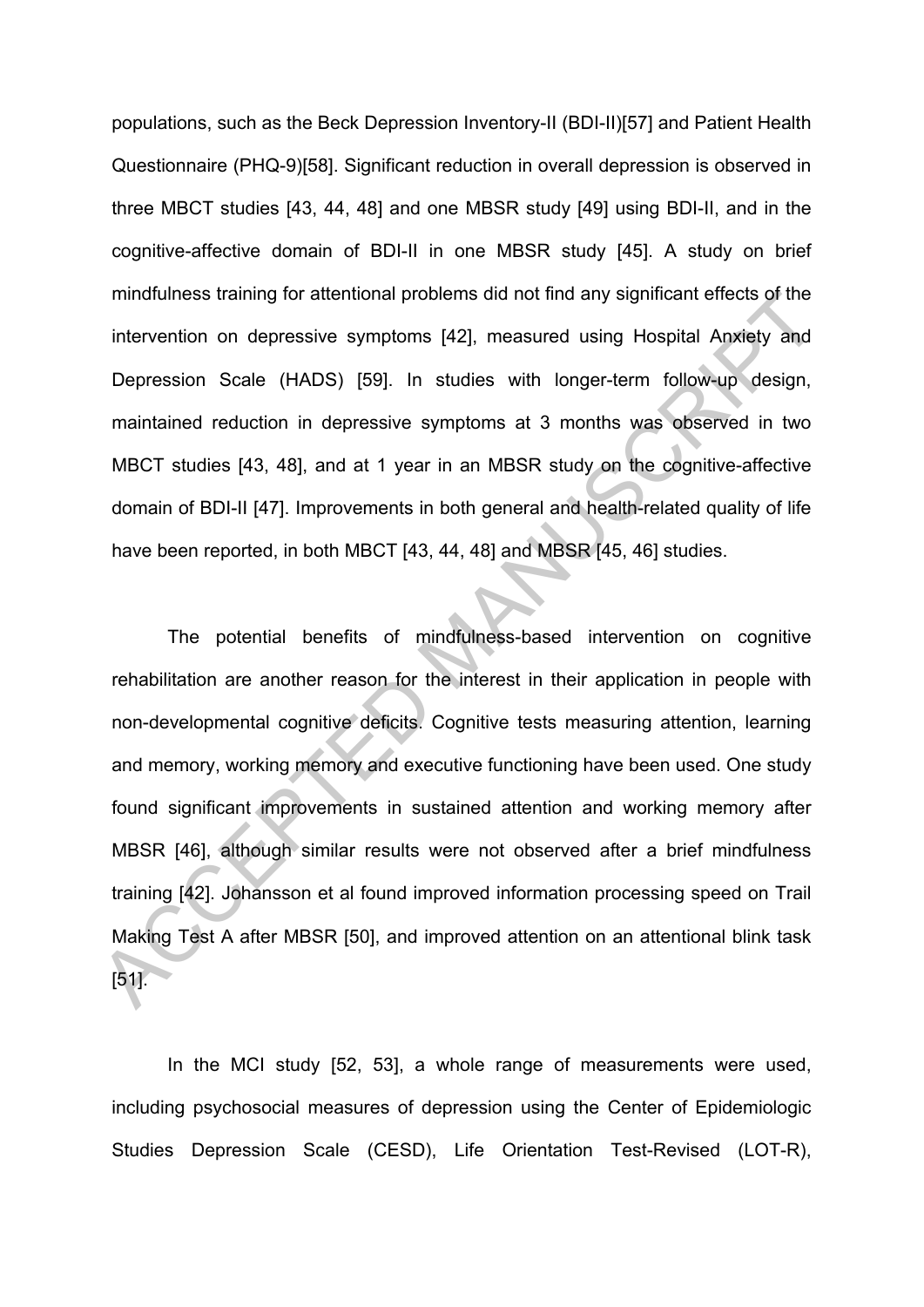populations, such as the Beck Depression Inventory-II (BDI-II)[57] and Patient Health Questionnaire (PHQ-9)[58]. Significant reduction in overall depression is observed in three MBCT studies [43, 44, 48] and one MBSR study [49] using BDI-II, and in the cognitive-affective domain of BDI-II in one MBSR study [45]. A study on brief mindfulness training for attentional problems did not find any significant effects of the intervention on depressive symptoms [42], measured using Hospital Anxiety and Depression Scale (HADS) [59]. In studies with longer-term follow-up design, maintained reduction in depressive symptoms at 3 months was observed in two MBCT studies [43, 48], and at 1 year in an MBSR study on the cognitive-affective domain of BDI-II [47]. Improvements in both general and health-related quality of life have been reported, in both MBCT [43, 44, 48] and MBSR [45, 46] studies.

The potential benefits of mindfulness-based intervention on cognitive rehabilitation are another reason for the interest in their application in people with non-developmental cognitive deficits. Cognitive tests measuring attention, learning and memory, working memory and executive functioning have been used. One study found significant improvements in sustained attention and working memory after MBSR [46], although similar results were not observed after a brief mindfulness training [42]. Johansson et al found improved information processing speed on Trail Making Test A after MBSR [50], and improved attention on an attentional blink task [51].

In the MCI study [52, 53], a whole range of measurements were used, including psychosocial measures of depression using the Center of Epidemiologic Studies Depression Scale (CESD), Life Orientation Test-Revised (LOT-R),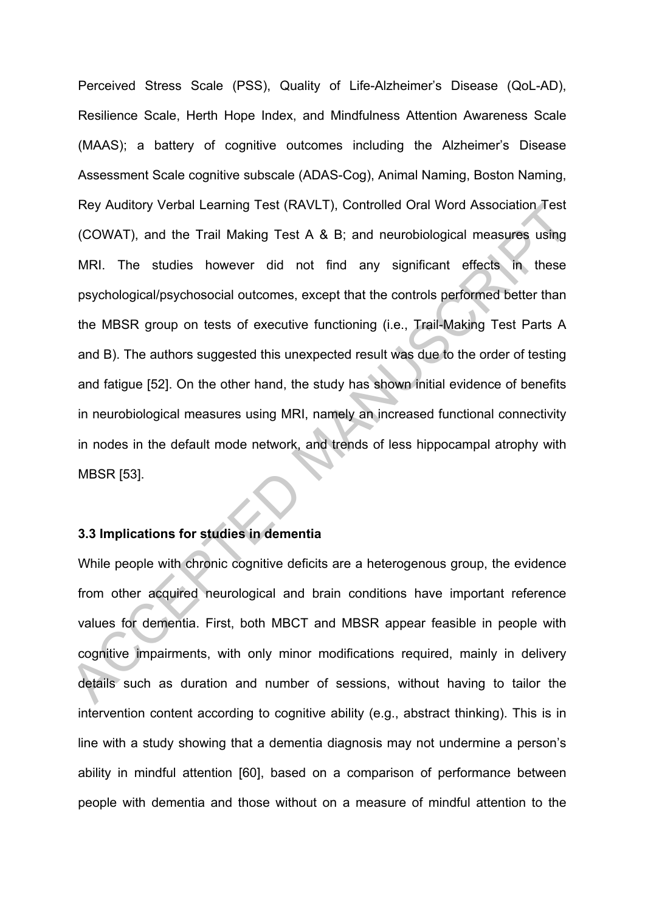Perceived Stress Scale (PSS), Quality of Life-Alzheimer's Disease (QoL-AD), Resilience Scale, Herth Hope Index, and Mindfulness Attention Awareness Scale (MAAS); a battery of cognitive outcomes including the Alzheimer's Disease Assessment Scale cognitive subscale (ADAS-Cog), Animal Naming, Boston Naming, Rey Auditory Verbal Learning Test (RAVLT), Controlled Oral Word Association Test (COWAT), and the Trail Making Test A & B; and neurobiological measures using MRI. The studies however did not find any significant effects in these psychological/psychosocial outcomes, except that the controls performed better than the MBSR group on tests of executive functioning (i.e., Trail-Making Test Parts A and B). The authors suggested this unexpected result was due to the order of testing and fatigue [52]. On the other hand, the study has shown initial evidence of benefits in neurobiological measures using MRI, namely an increased functional connectivity in nodes in the default mode network, and trends of less hippocampal atrophy with MBSR [53].

### 3.3 Implications for studies in dementia

While people with chronic cognitive deficits are a heterogenous group, the evidence from other acquired neurological and brain conditions have important reference values for dementia. First, both MBCT and MBSR appear feasible in people with cognitive impairments, with only minor modifications required, mainly in delivery details such as duration and number of sessions, without having to tailor the intervention content according to cognitive ability (e.g., abstract thinking). This is in line with a study showing that a dementia diagnosis may not undermine a person's ability in mindful attention [60], based on a comparison of performance between people with dementia and those without on a measure of mindful attention to the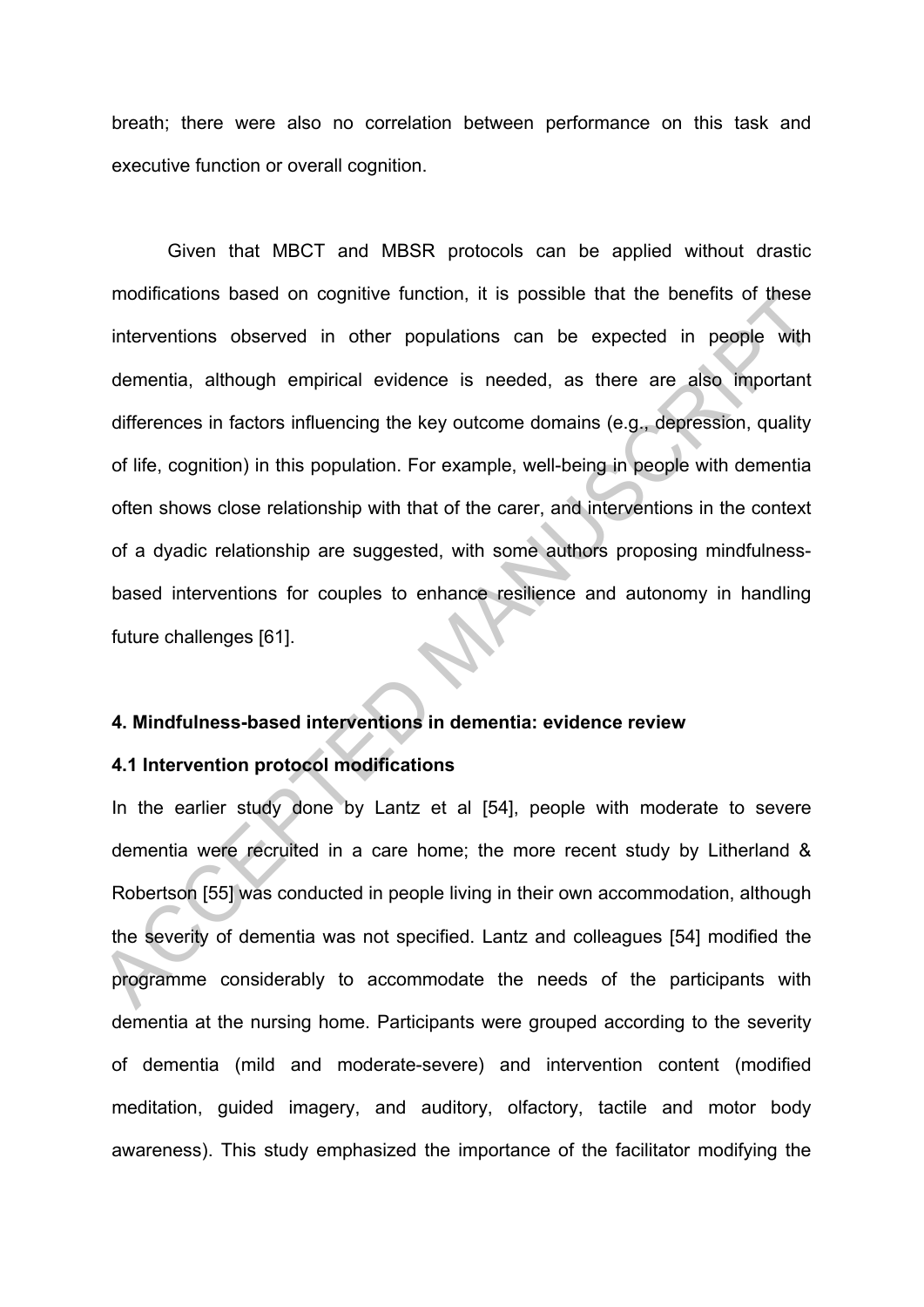breath; there were also no correlation between performance on this task and executive function or overall cognition.

Given that MBCT and MBSR protocols can be applied without drastic modifications based on cognitive function, it is possible that the benefits of these interventions observed in other populations can be expected in people with dementia, although empirical evidence is needed, as there are also important differences in factors influencing the key outcome domains (e.g., depression, quality of life, cognition) in this population. For example, well-being in people with dementia often shows close relationship with that of the carer, and interventions in the context of a dyadic relationship are suggested, with some authors proposing mindfulness-based interventions for couples to enhance resilience and autonomy in handling future challenges [61].

## 4. Mindfulness-based interventions in dementia: evidence review

### 4.1 Intervention protocol modifications

In the earlier study done by Lantz et al [54], people with moderate to severe dementia were recruited in a care home; the more recent study by Litherland & Robertson [55] was conducted in people living in their own accommodation, although the severity of dementia was not specified. Lantz and colleagues [54] modified the programme considerably to accommodate the needs of the participants with dementia at the nursing home. Participants were grouped according to the severity of dementia (mild and moderate-severe) and intervention content (modified meditation, guided imagery, and auditory, olfactory, tactile and motor body awareness). This study emphasized the importance of the facilitator modifying the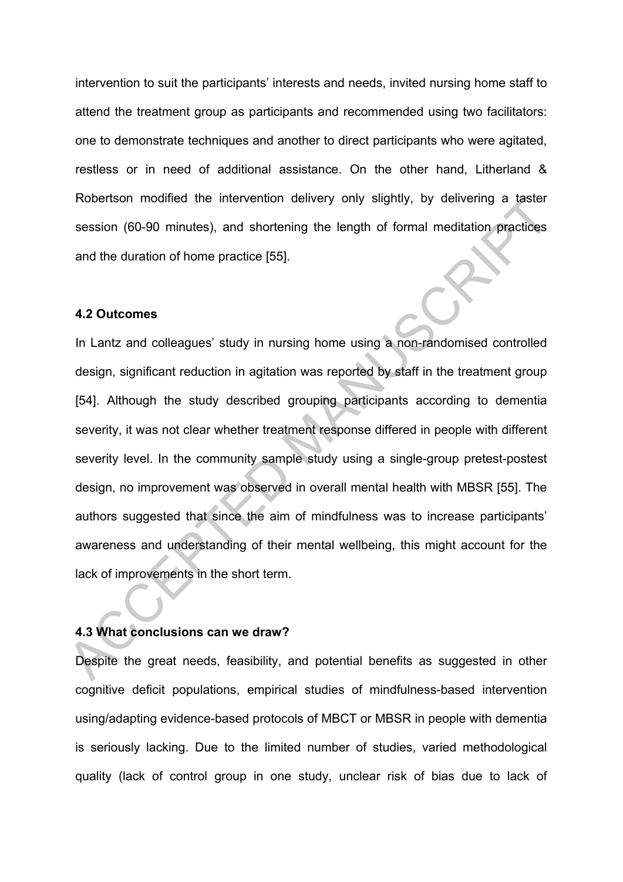intervention to suit the participants' interests and needs, invited nursing home staff to attend the treatment group as participants and recommended using two facilitators: one to demonstrate techniques and another to direct participants who were agitated, restless or in need of additional assistance. On the other hand, Litherland & Robertson modified the intervention delivery only slightly, by delivering a taster session (60-90 minutes), and shortening the length of formal meditation practices and the duration of home practice [55].

### 4.2 Outcomes

In Lantz and colleagues' study in nursing home using a non-randomised controlled design, significant reduction in agitation was reported by staff in the treatment group [54]. Although the study described grouping participants according to dementia severity, it was not clear whether treatment response differed in people with different severity level. In the community sample study using a single-group pretest-postest design, no improvement was observed in overall mental health with MBSR [55]. The authors suggested that since the aim of mindfulness was to increase participants' awareness and understanding of their mental wellbeing, this might account for the lack of improvements in the short term.

### 4.3 What conclusions can we draw?

Despite the great needs, feasibility, and potential benefits as suggested in other cognitive deficit populations, empirical studies of mindfulness-based intervention using/adapting evidence-based protocols of MBCT or MBSR in people with dementia is seriously lacking. Due to the limited number of studies, varied methodological quality (lack of control group in one study, unclear risk of bias due to lack of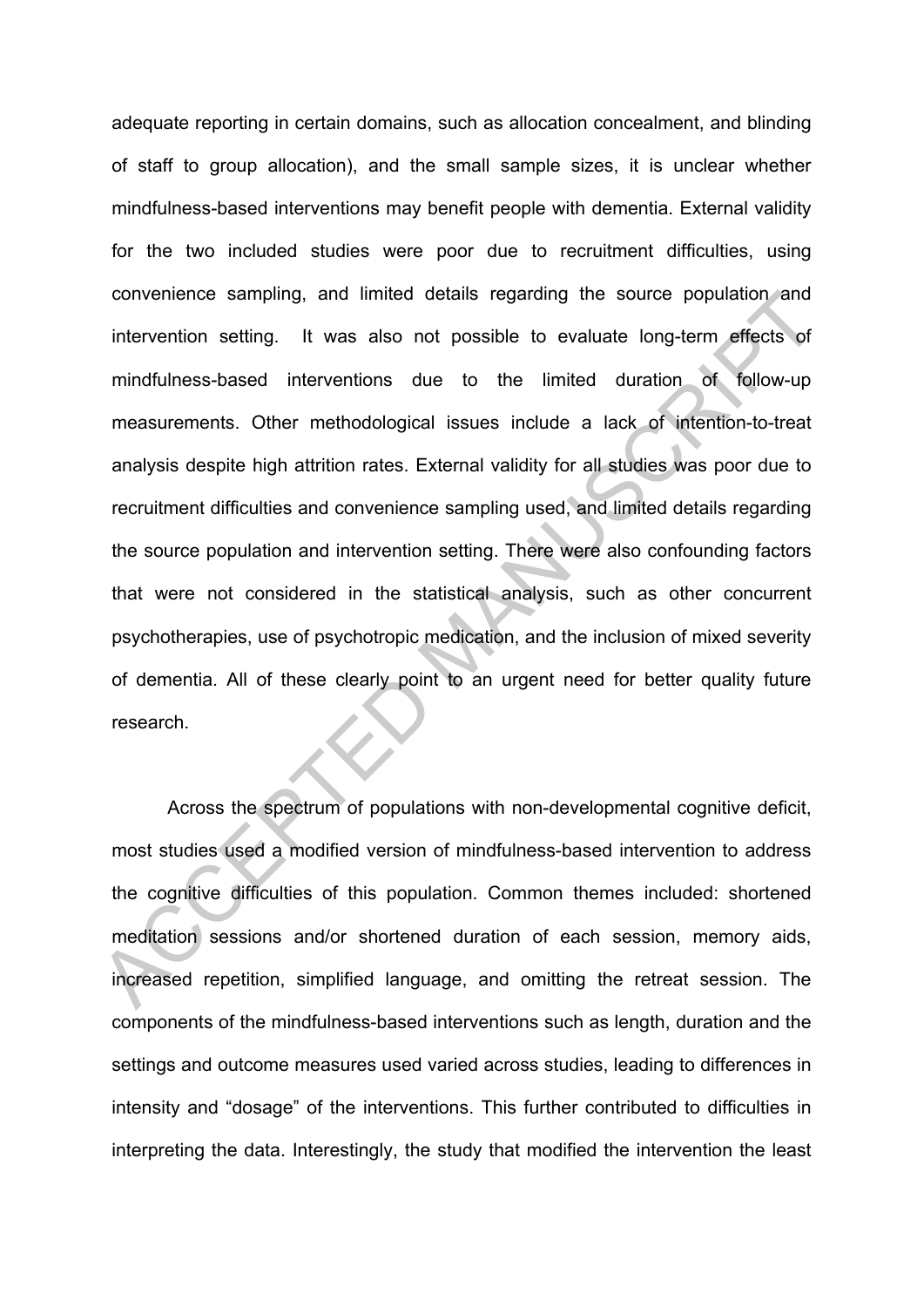adequate reporting in certain domains, such as allocation concealment, and blinding of staff to group allocation), and the small sample sizes, it is unclear whether mindfulness-based interventions may benefit people with dementia. External validity for the two included studies were poor due to recruitment difficulties, using convenience sampling, and limited details regarding the source population and intervention setting. It was also not possible to evaluate long-term effects of mindfulness-based interventions due to the limited duration of follow-up measurements. Other methodological issues include a lack of intention-to-treat analysis despite high attrition rates. External validity for all studies was poor due to recruitment difficulties and convenience sampling used, and limited details regarding the source population and intervention setting. There were also confounding factors that were not considered in the statistical analysis, such as other concurrent psychotherapies, use of psychotropic medication, and the inclusion of mixed severity of dementia. All of these clearly point to an urgent need for better quality future research.

Across the spectrum of populations with non-developmental cognitive deficit, most studies used a modified version of mindfulness-based intervention to address the cognitive difficulties of this population. Common themes included: shortened meditation sessions and/or shortened duration of each session, memory aids, increased repetition, simplified language, and omitting the retreat session. The components of the mindfulness-based interventions such as length, duration and the settings and outcome measures used varied across studies, leading to differences in intensity and "dosage" of the interventions. This further contributed to difficulties in interpreting the data. Interestingly, the study that modified the intervention the least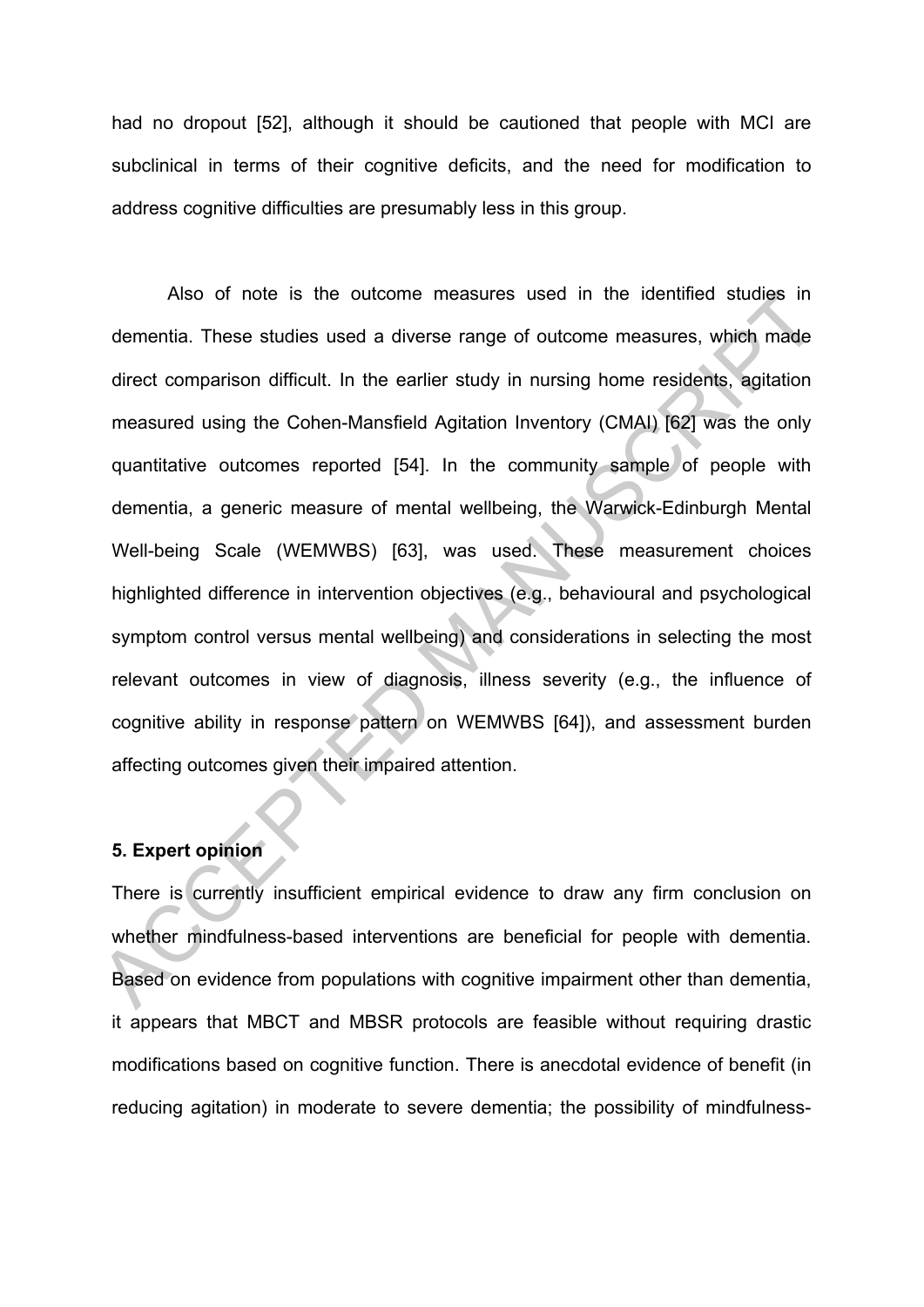had no dropout [52], although it should be cautioned that people with MCI are subclinical in terms of their cognitive deficits, and the need for modification to address cognitive difficulties are presumably less in this group.

Also of note is the outcome measures used in the identified studies in dementia. These studies used a diverse range of outcome measures, which made direct comparison difficult. In the earlier study in nursing home residents, agitation measured using the Cohen-Mansfield Agitation Inventory (CMAI) [62] was the only quantitative outcomes reported [54]. In the community sample of people with dementia, a generic measure of mental wellbeing, the Warwick-Edinburgh Mental Well-being Scale (WEMWBS) [63], was used. These measurement choices highlighted difference in intervention objectives (e.g., behavioural and psychological symptom control versus mental wellbeing) and considerations in selecting the most relevant outcomes in view of diagnosis, illness severity (e.g., the influence of cognitive ability in response pattern on WEMWBS [64]), and assessment burden affecting outcomes given their impaired attention.

## 5. Expert opinion

There is currently insufficient empirical evidence to draw any firm conclusion on whether mindfulness-based interventions are beneficial for people with dementia. Based on evidence from populations with cognitive impairment other than dementia, it appears that MBCT and MBSR protocols are feasible without requiring drastic modifications based on cognitive function. There is anecdotal evidence of benefit (in reducing agitation) in moderate to severe dementia; the possibility of mindfulness-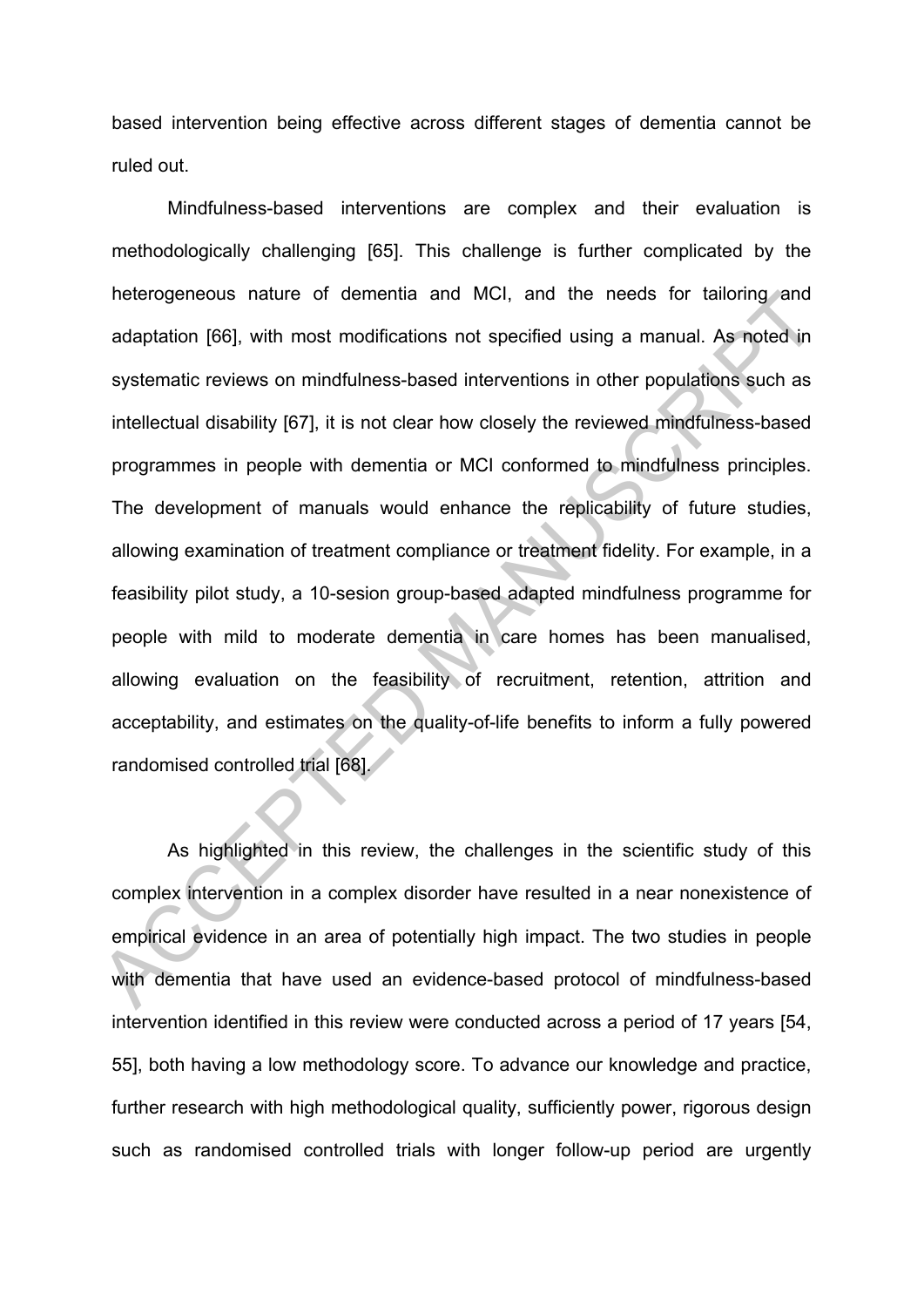based intervention being effective across different stages of dementia cannot be ruled out.

Mindfulness-based interventions are complex and their evaluation is methodologically challenging [65]. This challenge is further complicated by the heterogeneous nature of dementia and MCI, and the needs for tailoring and adaptation [66], with most modifications not specified using a manual. As noted in systematic reviews on mindfulness-based interventions in other populations such as intellectual disability [67], it is not clear how closely the reviewed mindfulness-based programmes in people with dementia or MCI conformed to mindfulness principles. The development of manuals would enhance the replicability of future studies, allowing examination of treatment compliance or treatment fidelity. For example, in a feasibility pilot study, a 10-sesion group-based adapted mindfulness programme for people with mild to moderate dementia in care homes has been manualised, allowing evaluation on the feasibility of recruitment, retention, attrition and acceptability, and estimates on the quality-of-life benefits to inform a fully powered randomised controlled trial [68].

As highlighted in this review, the challenges in the scientific study of this complex intervention in a complex disorder have resulted in a near nonexistence of empirical evidence in an area of potentially high impact. The two studies in people with dementia that have used an evidence-based protocol of mindfulness-based intervention identified in this review were conducted across a period of 17 years [54, 55], both having a low methodology score. To advance our knowledge and practice, further research with high methodological quality, sufficiently power, rigorous design such as randomised controlled trials with longer follow-up period are urgently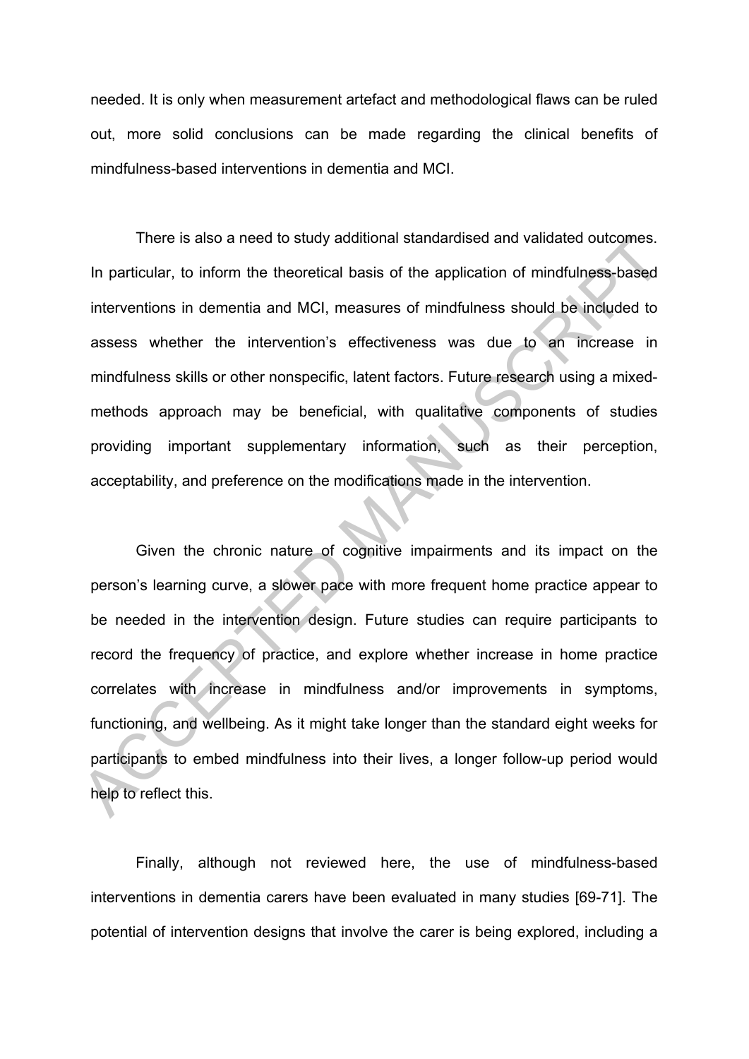needed. It is only when measurement artefact and methodological flaws can be ruled out, more solid conclusions can be made regarding the clinical benefits of mindfulness-based interventions in dementia and MCI.

There is also a need to study additional standardised and validated outcomes. In particular, to inform the theoretical basis of the application of mindfulness-based interventions in dementia and MCI, measures of mindfulness should be included to assess whether the intervention's effectiveness was due to an increase in mindfulness skills or other nonspecific, latent factors. Future research using a mixed-methods approach may be beneficial, with qualitative components of studies providing important supplementary information, such as their perception, acceptability, and preference on the modifications made in the intervention.

Given the chronic nature of cognitive impairments and its impact on the person's learning curve, a slower pace with more frequent home practice appear to be needed in the intervention design. Future studies can require participants to record the frequency of practice, and explore whether increase in home practice correlates with increase in mindfulness and/or improvements in symptoms, functioning, and wellbeing. As it might take longer than the standard eight weeks for participants to embed mindfulness into their lives, a longer follow-up period would help to reflect this.

Finally, although not reviewed here, the use of mindfulness-based interventions in dementia carers have been evaluated in many studies [69-71]. The potential of intervention designs that involve the carer is being explored, including a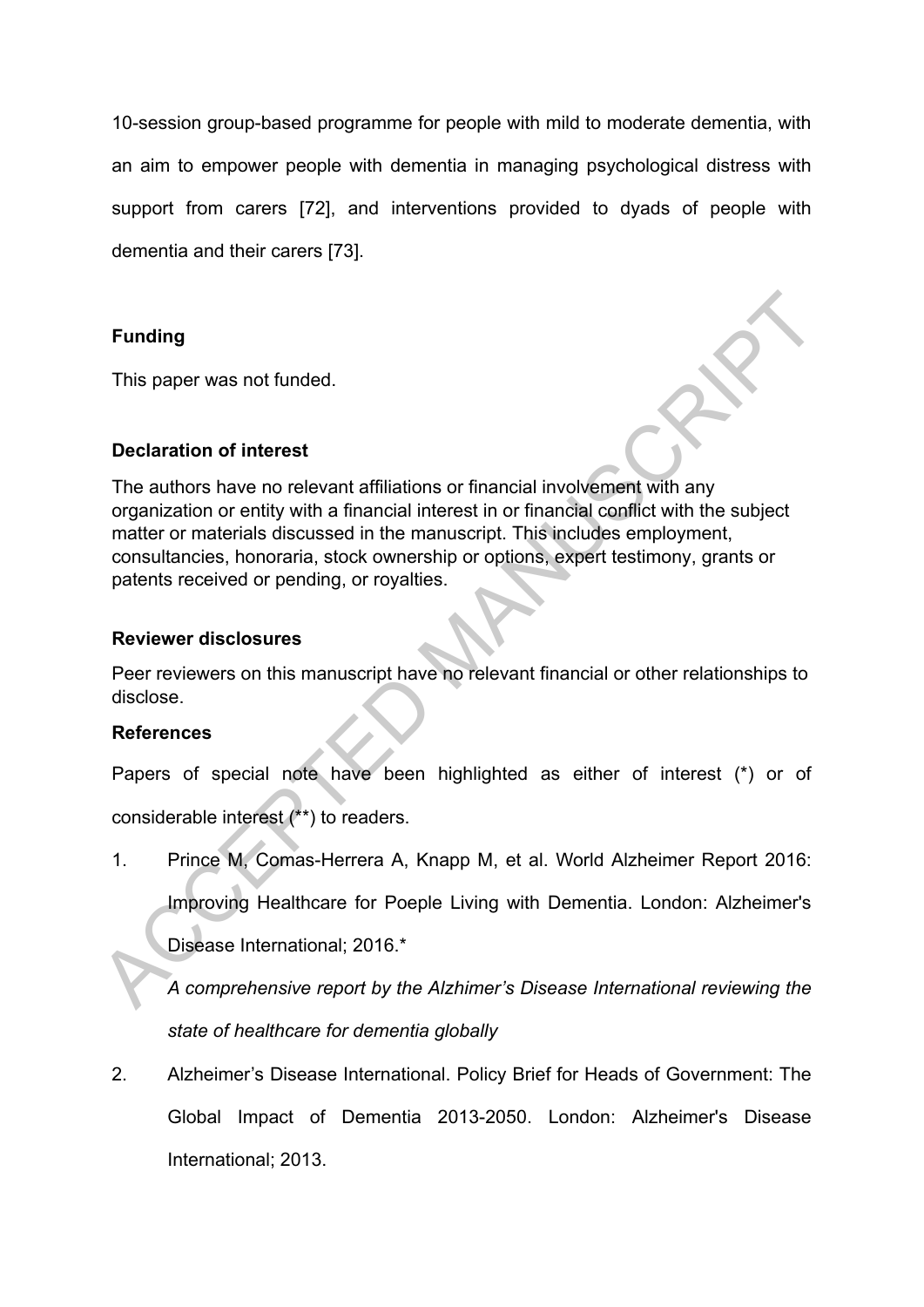10-session group-based programme for people with mild to moderate dementia, with an aim to empower people with dementia in managing psychological distress with support from carers [72], and interventions provided to dyads of people with dementia and their carers [73].

## Funding

This paper was not funded.

## Declaration of interest

The authors have no relevant affiliations or financial involvement with any organization or entity with a financial interest in or financial conflict with the subject matter or materials discussed in the manuscript. This includes employment, consultancies, honoraria, stock ownership or options, expert testimony, grants or patents received or pending, or royalties.

## Reviewer disclosures

Peer reviewers on this manuscript have no relevant financial or other relationships to disclose.

## References

Papers of special note have been highlighted as either of interest (*) or of considerable interest (**) to readers.

1. Prince M, Comas-Herrera A, Knapp M, et al. World Alzheimer Report 2016: Improving Healthcare for Poeple Living with Dementia. London: Alzheimer's Disease International; 2016.*

   *A comprehensive report by the Alzhimer's Disease International reviewing the state of healthcare for dementia globally*

2. Alzheimer's Disease International. Policy Brief for Heads of Government: The Global Impact of Dementia 2013-2050. London: Alzheimer's Disease International; 2013.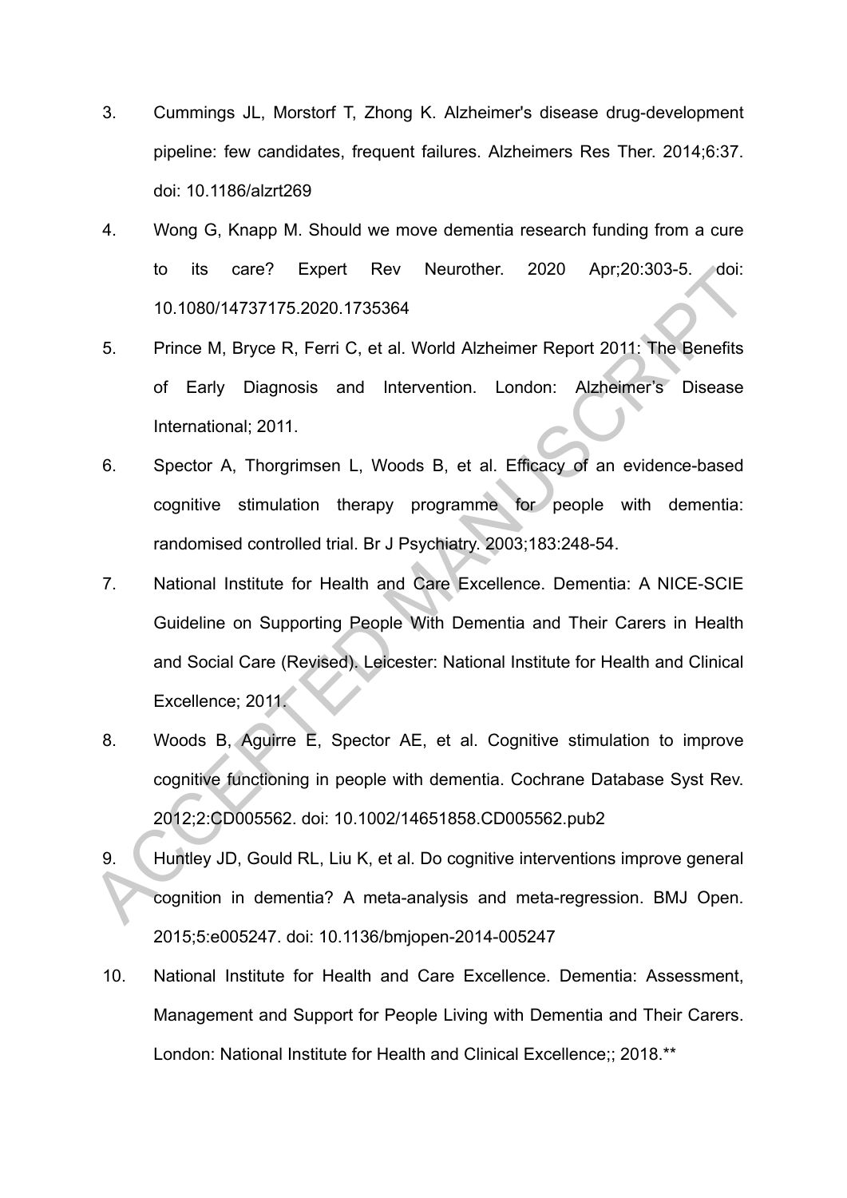3. Cummings JL, Morstorf T, Zhong K. Alzheimer's disease drug-development pipeline: few candidates, frequent failures. Alzheimers Res Ther. 2014;6:37. doi: 10.1186/alzrt269

4. Wong G, Knapp M. Should we move dementia research funding from a cure to its care? Expert Rev Neurother. 2020 Apr;20:303-5. doi: 10.1080/14737175.2020.1735364

5. Prince M, Bryce R, Ferri C, et al. World Alzheimer Report 2011: The Benefits of Early Diagnosis and Intervention. London: Alzheimer's Disease International; 2011.

6. Spector A, Thorgrimsen L, Woods B, et al. Efficacy of an evidence-based cognitive stimulation therapy programme for people with dementia: randomised controlled trial. Br J Psychiatry. 2003;183:248-54.

7. National Institute for Health and Care Excellence. Dementia: A NICE-SCIE Guideline on Supporting People With Dementia and Their Carers in Health and Social Care (Revised). Leicester: National Institute for Health and Clinical Excellence; 2011.

8. Woods B, Aguirre E, Spector AE, et al. Cognitive stimulation to improve cognitive functioning in people with dementia. Cochrane Database Syst Rev. 2012;2:CD005562. doi: 10.1002/14651858.CD005562.pub2

9. Huntley JD, Gould RL, Liu K, et al. Do cognitive interventions improve general cognition in dementia? A meta-analysis and meta-regression. BMJ Open. 2015;5:e005247. doi: 10.1136/bmjopen-2014-005247

10. National Institute for Health and Care Excellence. Dementia: Assessment, Management and Support for People Living with Dementia and Their Carers. London: National Institute for Health and Clinical Excellence;; 2018.**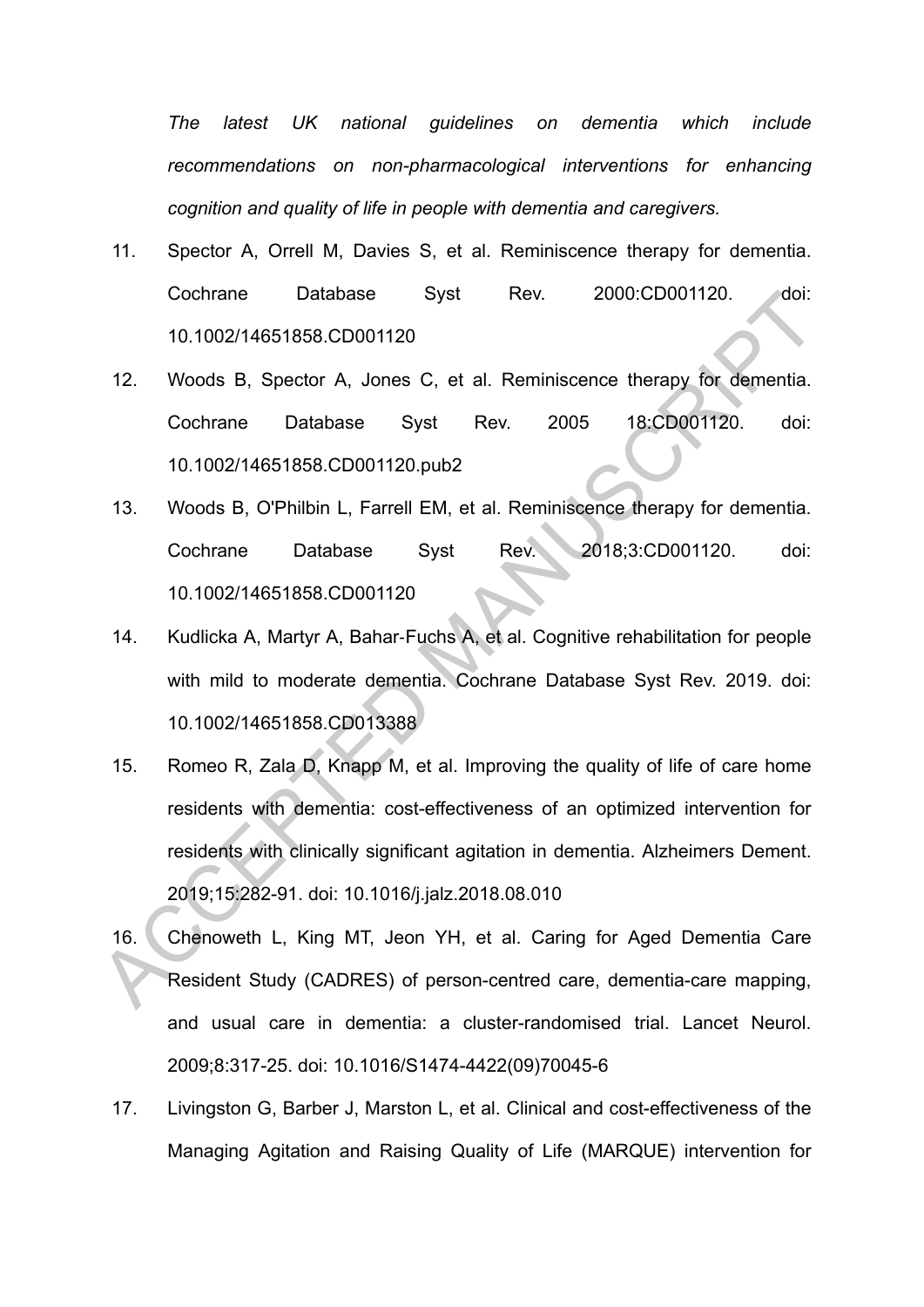*The latest UK national guidelines on dementia which include recommendations on non-pharmacological interventions for enhancing cognition and quality of life in people with dementia and caregivers.*

11. Spector A, Orrell M, Davies S, et al. Reminiscence therapy for dementia. Cochrane Database Syst Rev. 2000:CD001120. doi: 10.1002/14651858.CD001120
12. Woods B, Spector A, Jones C, et al. Reminiscence therapy for dementia. Cochrane Database Syst Rev. 2005 18:CD001120. doi: 10.1002/14651858.CD001120.pub2
13. Woods B, O'Philbin L, Farrell EM, et al. Reminiscence therapy for dementia. Cochrane Database Syst Rev. 2018;3:CD001120. doi: 10.1002/14651858.CD001120
14. Kudlicka A, Martyr A, Bahar-Fuchs A, et al. Cognitive rehabilitation for people with mild to moderate dementia. Cochrane Database Syst Rev. 2019. doi: 10.1002/14651858.CD013388
15. Romeo R, Zala D, Knapp M, et al. Improving the quality of life of care home residents with dementia: cost-effectiveness of an optimized intervention for residents with clinically significant agitation in dementia. Alzheimers Dement. 2019;15:282-91. doi: 10.1016/j.jalz.2018.08.010
16. Chenoweth L, King MT, Jeon YH, et al. Caring for Aged Dementia Care Resident Study (CADRES) of person-centred care, dementia-care mapping, and usual care in dementia: a cluster-randomised trial. Lancet Neurol. 2009;8:317-25. doi: 10.1016/S1474-4422(09)70045-6
17. Livingston G, Barber J, Marston L, et al. Clinical and cost-effectiveness of the Managing Agitation and Raising Quality of Life (MARQUE) intervention for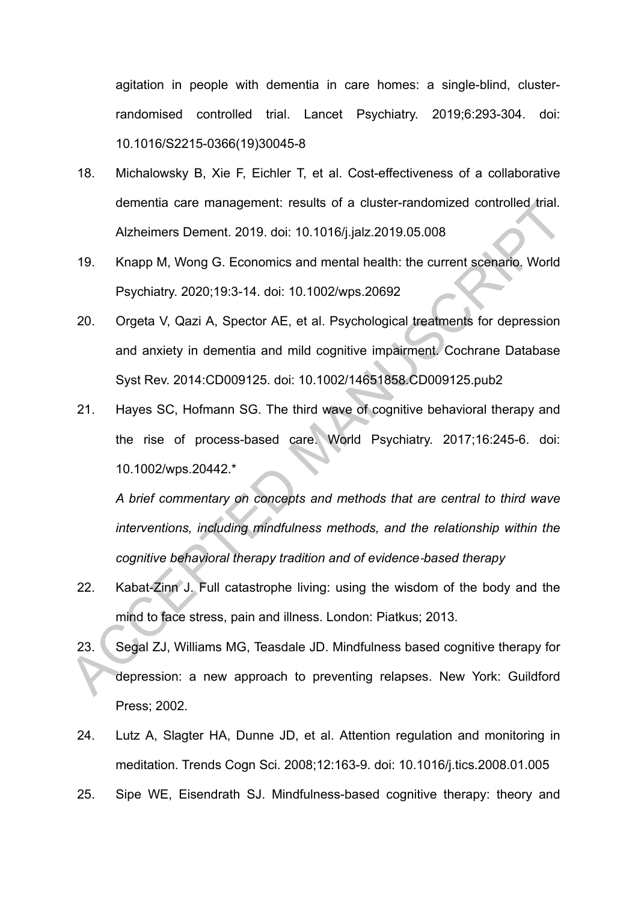agitation in people with dementia in care homes: a single-blind, cluster-randomised controlled trial. Lancet Psychiatry. 2019;6:293-304. doi: 10.1016/S2215-0366(19)30045-8

18. Michalowsky B, Xie F, Eichler T, et al. Cost-effectiveness of a collaborative dementia care management: results of a cluster-randomized controlled trial. Alzheimers Dement. 2019. doi: 10.1016/j.jalz.2019.05.008

19. Knapp M, Wong G. Economics and mental health: the current scenario. World Psychiatry. 2020;19:3-14. doi: 10.1002/wps.20692

20. Orgeta V, Qazi A, Spector AE, et al. Psychological treatments for depression and anxiety in dementia and mild cognitive impairment. Cochrane Database Syst Rev. 2014:CD009125. doi: 10.1002/14651858.CD009125.pub2

21. Hayes SC, Hofmann SG. The third wave of cognitive behavioral therapy and the rise of process-based care. World Psychiatry. 2017;16:245-6. doi: 10.1002/wps.20442.*

    *A brief commentary on concepts and methods that are central to third wave interventions, including mindfulness methods, and the relationship within the cognitive behavioral therapy tradition and of evidence-based therapy*

22. Kabat-Zinn J. Full catastrophe living: using the wisdom of the body and the mind to face stress, pain and illness. London: Piatkus; 2013.

23. Segal ZJ, Williams MG, Teasdale JD. Mindfulness based cognitive therapy for depression: a new approach to preventing relapses. New York: Guildford Press; 2002.

24. Lutz A, Slagter HA, Dunne JD, et al. Attention regulation and monitoring in meditation. Trends Cogn Sci. 2008;12:163-9. doi: 10.1016/j.tics.2008.01.005

25. Sipe WE, Eisendrath SJ. Mindfulness-based cognitive therapy: theory and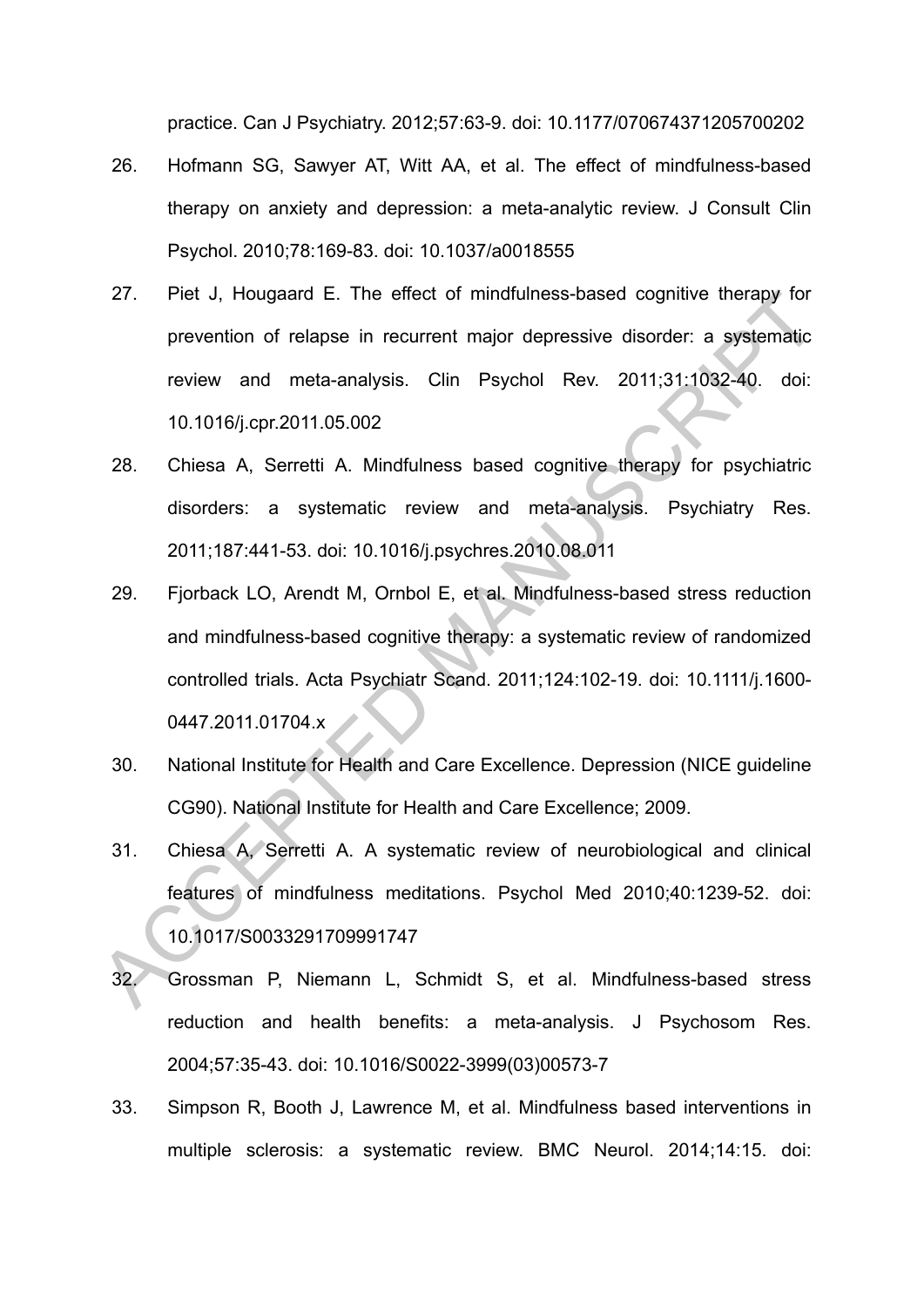practice. Can J Psychiatry. 2012;57:63-9. doi: 10.1177/070674371205700202

26. Hofmann SG, Sawyer AT, Witt AA, et al. The effect of mindfulness-based therapy on anxiety and depression: a meta-analytic review. J Consult Clin Psychol. 2010;78:169-83. doi: 10.1037/a0018555

27. Piet J, Hougaard E. The effect of mindfulness-based cognitive therapy for prevention of relapse in recurrent major depressive disorder: a systematic review and meta-analysis. Clin Psychol Rev. 2011;31:1032-40. doi: 10.1016/j.cpr.2011.05.002

28. Chiesa A, Serretti A. Mindfulness based cognitive therapy for psychiatric disorders: a systematic review and meta-analysis. Psychiatry Res. 2011;187:441-53. doi: 10.1016/j.psychres.2010.08.011

29. Fjorback LO, Arendt M, Ornbol E, et al. Mindfulness-based stress reduction and mindfulness-based cognitive therapy: a systematic review of randomized controlled trials. Acta Psychiatr Scand. 2011;124:102-19. doi: 10.1111/j.1600-0447.2011.01704.x

30. National Institute for Health and Care Excellence. Depression (NICE guideline CG90). National Institute for Health and Care Excellence; 2009.

31. Chiesa A, Serretti A. A systematic review of neurobiological and clinical features of mindfulness meditations. Psychol Med 2010;40:1239-52. doi: 10.1017/S0033291709991747

32. Grossman P, Niemann L, Schmidt S, et al. Mindfulness-based stress reduction and health benefits: a meta-analysis. J Psychosom Res. 2004;57:35-43. doi: 10.1016/S0022-3999(03)00573-7

33. Simpson R, Booth J, Lawrence M, et al. Mindfulness based interventions in multiple sclerosis: a systematic review. BMC Neurol. 2014;14:15. doi: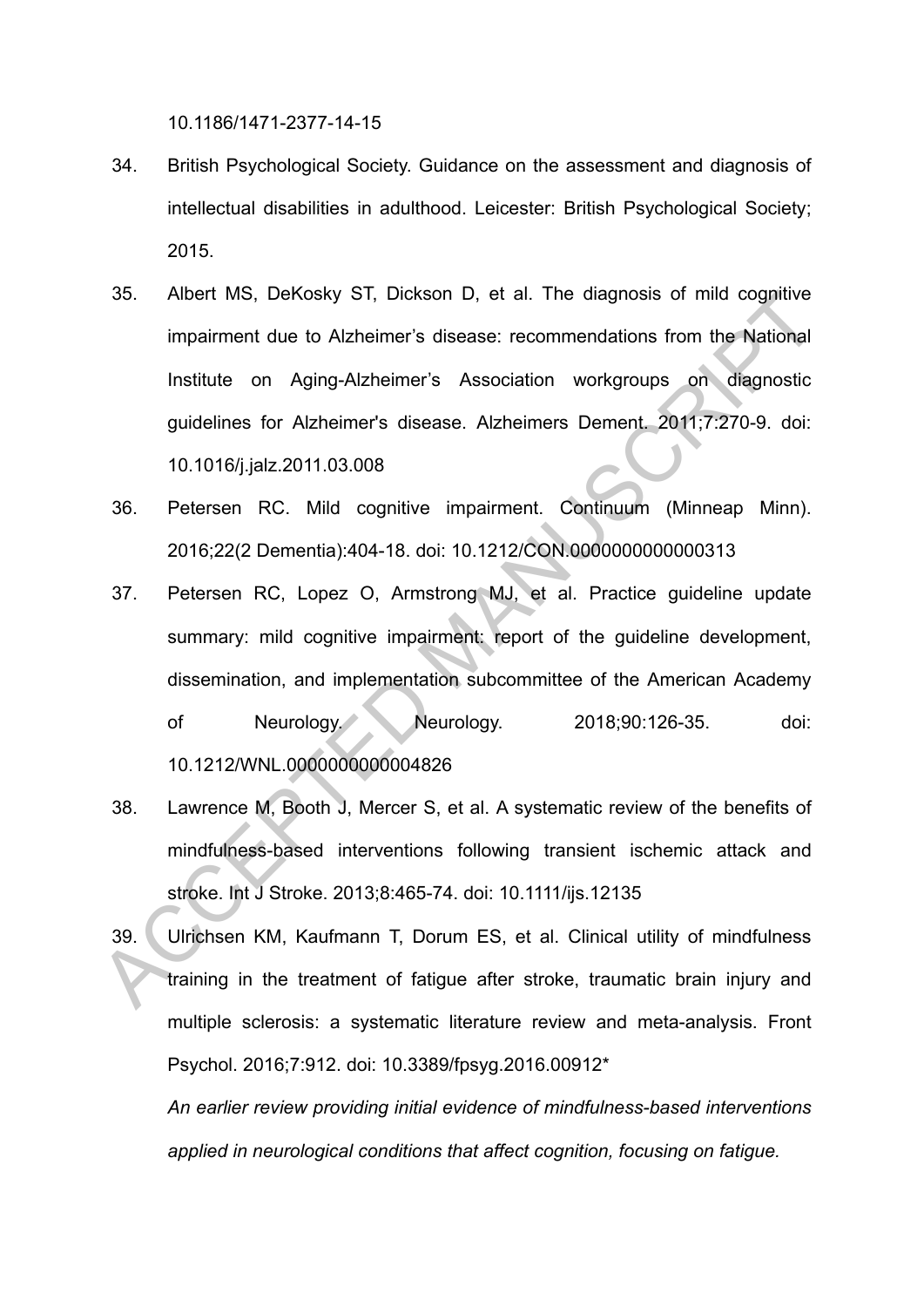10.1186/1471-2377-14-15

34. British Psychological Society. Guidance on the assessment and diagnosis of intellectual disabilities in adulthood. Leicester: British Psychological Society; 2015.

35. Albert MS, DeKosky ST, Dickson D, et al. The diagnosis of mild cognitive impairment due to Alzheimer's disease: recommendations from the National Institute on Aging-Alzheimer's Association workgroups on diagnostic guidelines for Alzheimer's disease. Alzheimers Dement. 2011;7:270-9. doi: 10.1016/j.jalz.2011.03.008

36. Petersen RC. Mild cognitive impairment. Continuum (Minneap Minn). 2016;22(2 Dementia):404-18. doi: 10.1212/CON.0000000000000313

37. Petersen RC, Lopez O, Armstrong MJ, et al. Practice guideline update summary: mild cognitive impairment: report of the guideline development, dissemination, and implementation subcommittee of the American Academy of Neurology. Neurology. 2018;90:126-35. doi: 10.1212/WNL.0000000000004826

38. Lawrence M, Booth J, Mercer S, et al. A systematic review of the benefits of mindfulness-based interventions following transient ischemic attack and stroke. Int J Stroke. 2013;8:465-74. doi: 10.1111/ijs.12135

39. Ulrichsen KM, Kaufmann T, Dorum ES, et al. Clinical utility of mindfulness training in the treatment of fatigue after stroke, traumatic brain injury and multiple sclerosis: a systematic literature review and meta-analysis. Front Psychol. 2016;7:912. doi: 10.3389/fpsyg.2016.00912*

    *An earlier review providing initial evidence of mindfulness-based interventions applied in neurological conditions that affect cognition, focusing on fatigue.*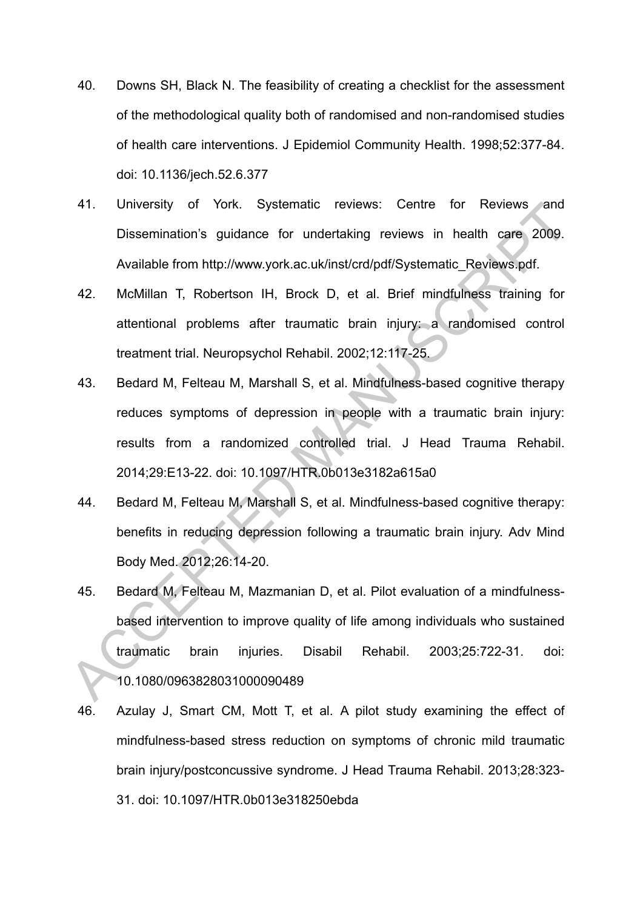40. Downs SH, Black N. The feasibility of creating a checklist for the assessment of the methodological quality both of randomised and non-randomised studies of health care interventions. J Epidemiol Community Health. 1998;52:377-84. doi: 10.1136/jech.52.6.377

41. University of York. Systematic reviews: Centre for Reviews and Dissemination's guidance for undertaking reviews in health care 2009. Available from http://www.york.ac.uk/inst/crd/pdf/Systematic_Reviews.pdf.

42. McMillan T, Robertson IH, Brock D, et al. Brief mindfulness training for attentional problems after traumatic brain injury: a randomised control treatment trial. Neuropsychol Rehabil. 2002;12:117-25.

43. Bedard M, Felteau M, Marshall S, et al. Mindfulness-based cognitive therapy reduces symptoms of depression in people with a traumatic brain injury: results from a randomized controlled trial. J Head Trauma Rehabil. 2014;29:E13-22. doi: 10.1097/HTR.0b013e3182a615a0

44. Bedard M, Felteau M, Marshall S, et al. Mindfulness-based cognitive therapy: benefits in reducing depression following a traumatic brain injury. Adv Mind Body Med. 2012;26:14-20.

45. Bedard M, Felteau M, Mazmanian D, et al. Pilot evaluation of a mindfulness-based intervention to improve quality of life among individuals who sustained traumatic brain injuries. Disabil Rehabil. 2003;25:722-31. doi: 10.1080/0963828031000090489

46. Azulay J, Smart CM, Mott T, et al. A pilot study examining the effect of mindfulness-based stress reduction on symptoms of chronic mild traumatic brain injury/postconcussive syndrome. J Head Trauma Rehabil. 2013;28:323-31. doi: 10.1097/HTR.0b013e318250ebda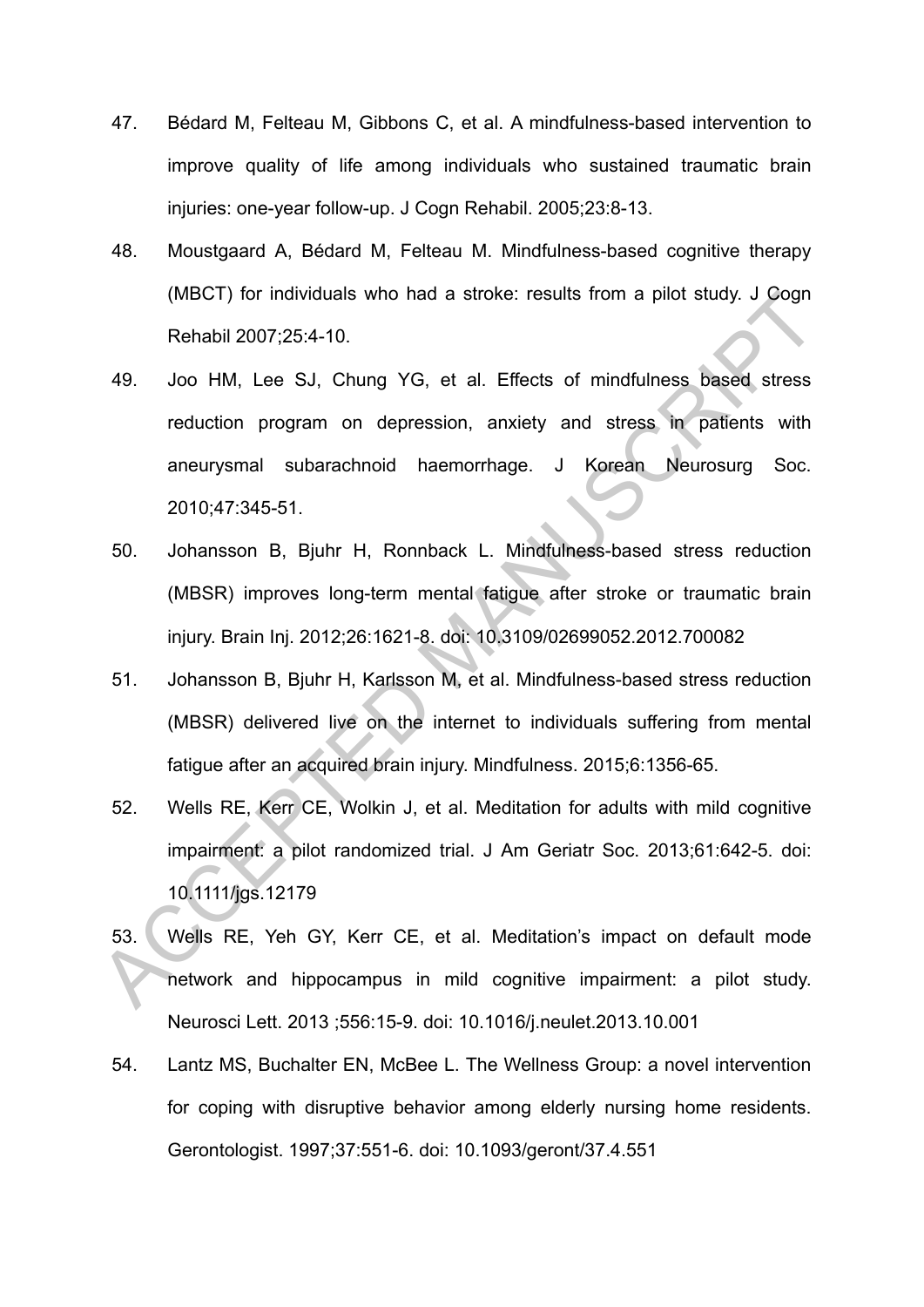47. Bédard M, Felteau M, Gibbons C, et al. A mindfulness-based intervention to improve quality of life among individuals who sustained traumatic brain injuries: one-year follow-up. J Cogn Rehabil. 2005;23:8-13.

48. Moustgaard A, Bédard M, Felteau M. Mindfulness-based cognitive therapy (MBCT) for individuals who had a stroke: results from a pilot study. J Cogn Rehabil 2007;25:4-10.

49. Joo HM, Lee SJ, Chung YG, et al. Effects of mindfulness based stress reduction program on depression, anxiety and stress in patients with aneurysmal subarachnoid haemorrhage. J Korean Neurosurg Soc. 2010;47:345-51.

50. Johansson B, Bjuhr H, Ronnback L. Mindfulness-based stress reduction (MBSR) improves long-term mental fatigue after stroke or traumatic brain injury. Brain Inj. 2012;26:1621-8. doi: 10.3109/02699052.2012.700082

51. Johansson B, Bjuhr H, Karlsson M, et al. Mindfulness-based stress reduction (MBSR) delivered live on the internet to individuals suffering from mental fatigue after an acquired brain injury. Mindfulness. 2015;6:1356-65.

52. Wells RE, Kerr CE, Wolkin J, et al. Meditation for adults with mild cognitive impairment: a pilot randomized trial. J Am Geriatr Soc. 2013;61:642-5. doi: 10.1111/jgs.12179

53. Wells RE, Yeh GY, Kerr CE, et al. Meditation's impact on default mode network and hippocampus in mild cognitive impairment: a pilot study. Neurosci Lett. 2013 ;556:15-9. doi: 10.1016/j.neulet.2013.10.001

54. Lantz MS, Buchalter EN, McBee L. The Wellness Group: a novel intervention for coping with disruptive behavior among elderly nursing home residents. Gerontologist. 1997;37:551-6. doi: 10.1093/geront/37.4.551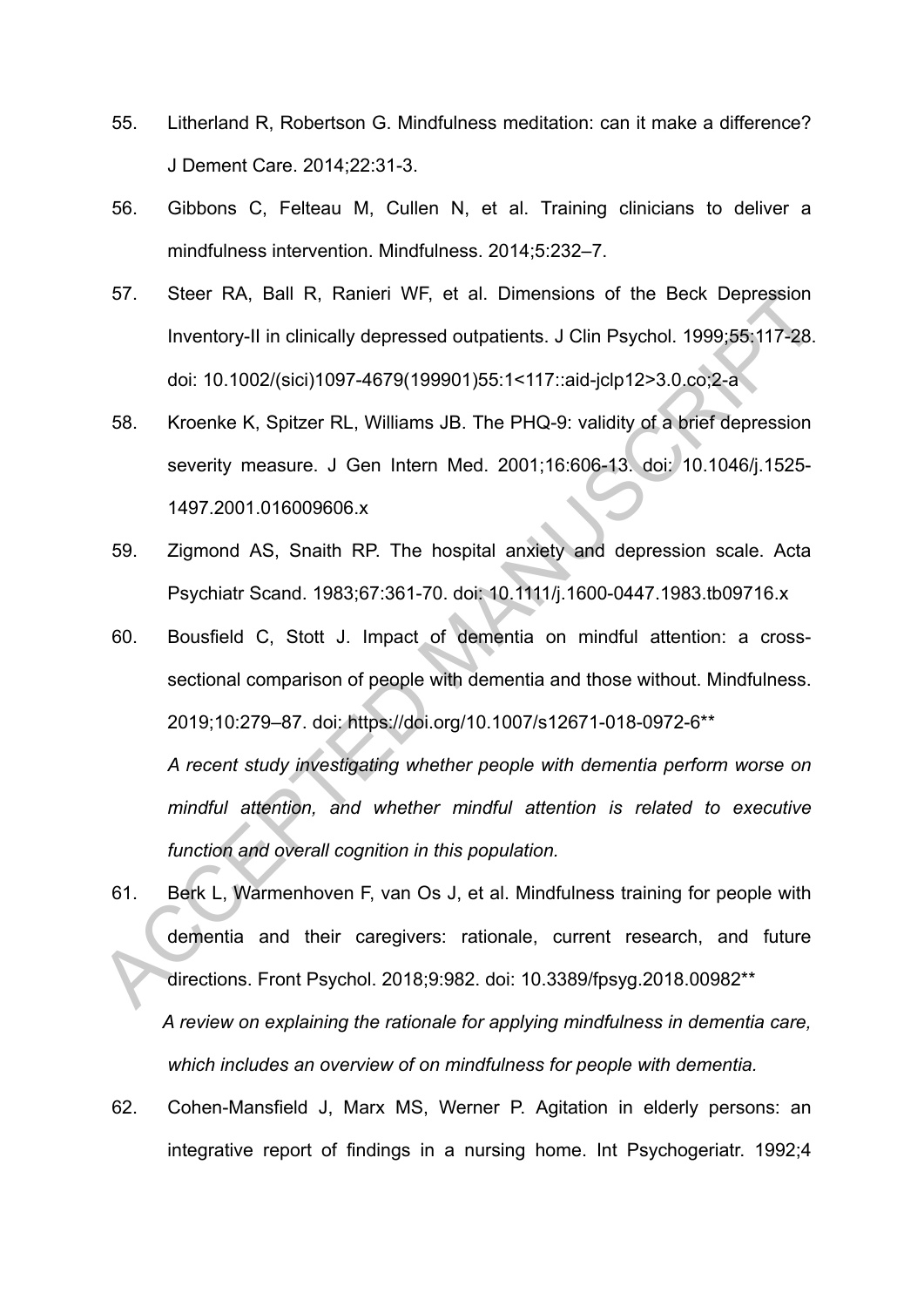55. Litherland R, Robertson G. Mindfulness meditation: can it make a difference? J Dement Care. 2014;22:31-3.

56. Gibbons C, Felteau M, Cullen N, et al. Training clinicians to deliver a mindfulness intervention. Mindfulness. 2014;5:232–7.

57. Steer RA, Ball R, Ranieri WF, et al. Dimensions of the Beck Depression Inventory-II in clinically depressed outpatients. J Clin Psychol. 1999;55:117-28. doi: 10.1002/(sici)1097-4679(199901)55:1<117::aid-jclp12>3.0.co;2-a

58. Kroenke K, Spitzer RL, Williams JB. The PHQ-9: validity of a brief depression severity measure. J Gen Intern Med. 2001;16:606-13. doi: 10.1046/j.1525-1497.2001.016009606.x

59. Zigmond AS, Snaith RP. The hospital anxiety and depression scale. Acta Psychiatr Scand. 1983;67:361-70. doi: 10.1111/j.1600-0447.1983.tb09716.x

60. Bousfield C, Stott J. Impact of dementia on mindful attention: a cross-sectional comparison of people with dementia and those without. Mindfulness. 2019;10:279–87. doi: https://doi.org/10.1007/s12671-018-0972-6**

    *A recent study investigating whether people with dementia perform worse on mindful attention, and whether mindful attention is related to executive function and overall cognition in this population.*

61. Berk L, Warmenhoven F, van Os J, et al. Mindfulness training for people with dementia and their caregivers: rationale, current research, and future directions. Front Psychol. 2018;9:982. doi: 10.3389/fpsyg.2018.00982**

    *A review on explaining the rationale for applying mindfulness in dementia care, which includes an overview of on mindfulness for people with dementia.*

62. Cohen-Mansfield J, Marx MS, Werner P. Agitation in elderly persons: an integrative report of findings in a nursing home. Int Psychogeriatr. 1992;4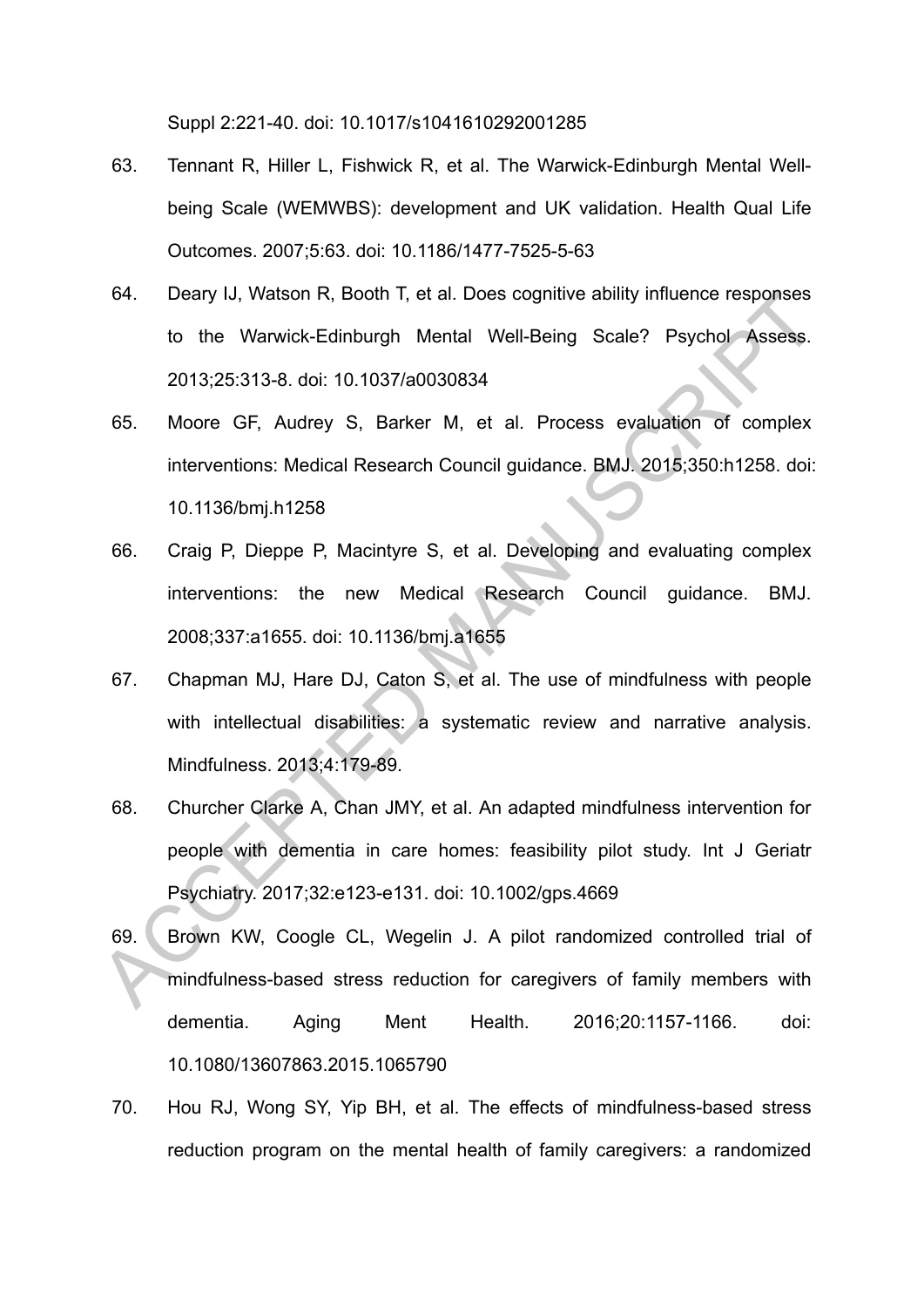Suppl 2:221-40. doi: 10.1017/s1041610292001285

63. Tennant R, Hiller L, Fishwick R, et al. The Warwick-Edinburgh Mental Well-being Scale (WEMWBS): development and UK validation. Health Qual Life Outcomes. 2007;5:63. doi: 10.1186/1477-7525-5-63

64. Deary IJ, Watson R, Booth T, et al. Does cognitive ability influence responses to the Warwick-Edinburgh Mental Well-Being Scale? Psychol Assess. 2013;25:313-8. doi: 10.1037/a0030834

65. Moore GF, Audrey S, Barker M, et al. Process evaluation of complex interventions: Medical Research Council guidance. BMJ. 2015;350:h1258. doi: 10.1136/bmj.h1258

66. Craig P, Dieppe P, Macintyre S, et al. Developing and evaluating complex interventions: the new Medical Research Council guidance. BMJ. 2008;337:a1655. doi: 10.1136/bmj.a1655

67. Chapman MJ, Hare DJ, Caton S, et al. The use of mindfulness with people with intellectual disabilities: a systematic review and narrative analysis. Mindfulness. 2013;4:179-89.

68. Churcher Clarke A, Chan JMY, et al. An adapted mindfulness intervention for people with dementia in care homes: feasibility pilot study. Int J Geriatr Psychiatry. 2017;32:e123-e131. doi: 10.1002/gps.4669

69. Brown KW, Coogle CL, Wegelin J. A pilot randomized controlled trial of mindfulness-based stress reduction for caregivers of family members with dementia. Aging Ment Health. 2016;20:1157-1166. doi: 10.1080/13607863.2015.1065790

70. Hou RJ, Wong SY, Yip BH, et al. The effects of mindfulness-based stress reduction program on the mental health of family caregivers: a randomized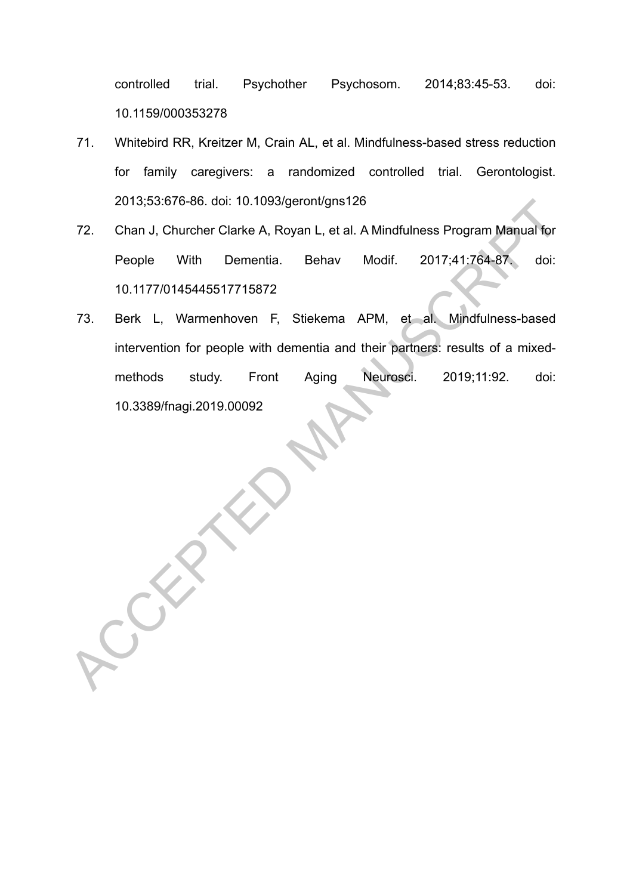controlled trial. Psychother Psychosom. 2014;83:45-53. doi: 10.1159/000353278

71. Whitebird RR, Kreitzer M, Crain AL, et al. Mindfulness-based stress reduction for family caregivers: a randomized controlled trial. Gerontologist. 2013;53:676-86. doi: 10.1093/geront/gns126

72. Chan J, Churcher Clarke A, Royan L, et al. A Mindfulness Program Manual for People With Dementia. Behav Modif. 2017;41:764-87. doi: 10.1177/0145445517715872

73. Berk L, Warmenhoven F, Stiekema APM, et al. Mindfulness-based intervention for people with dementia and their partners: results of a mixed-methods study. Front Aging Neurosci. 2019;11:92. doi: 10.3389/fnagi.2019.00092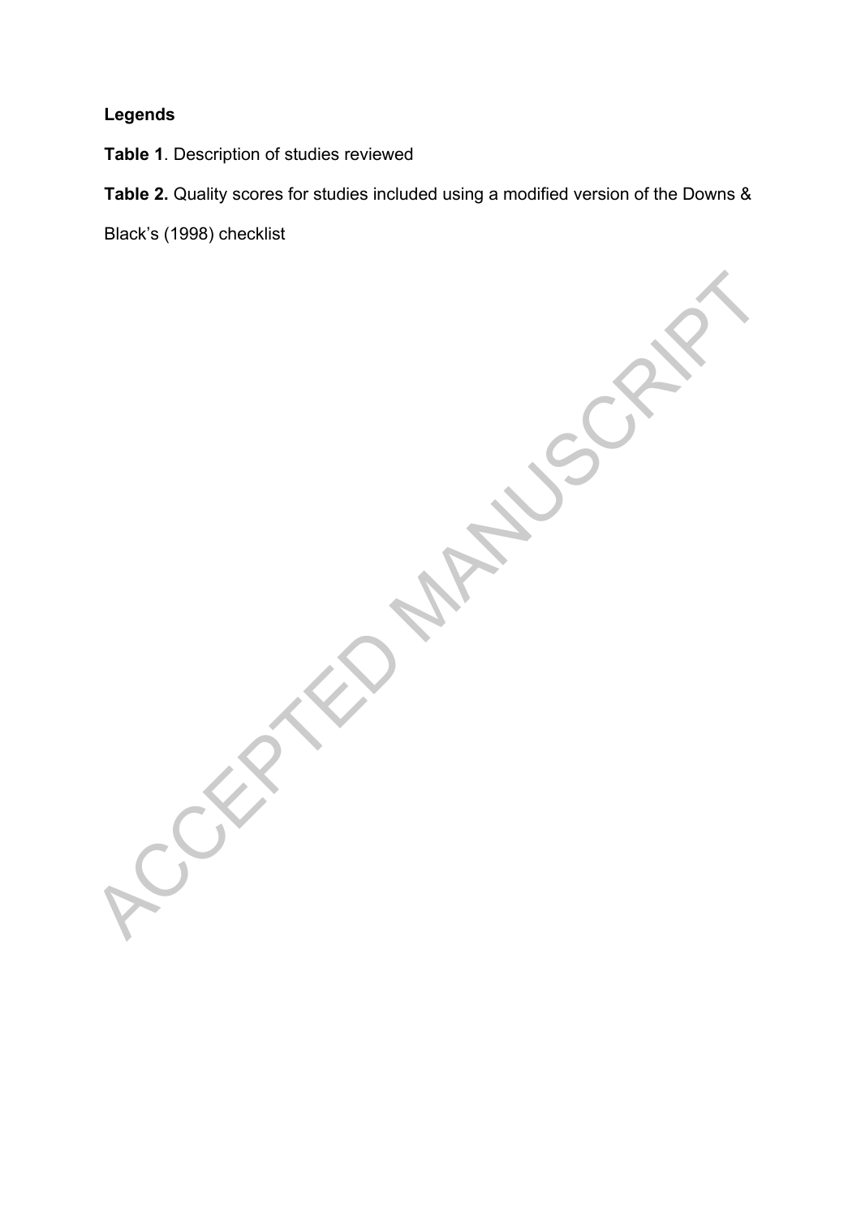**Legends**

**Table 1**. Description of studies reviewed

**Table 2.** Quality scores for studies included using a modified version of the Downs & Black's (1998) checklist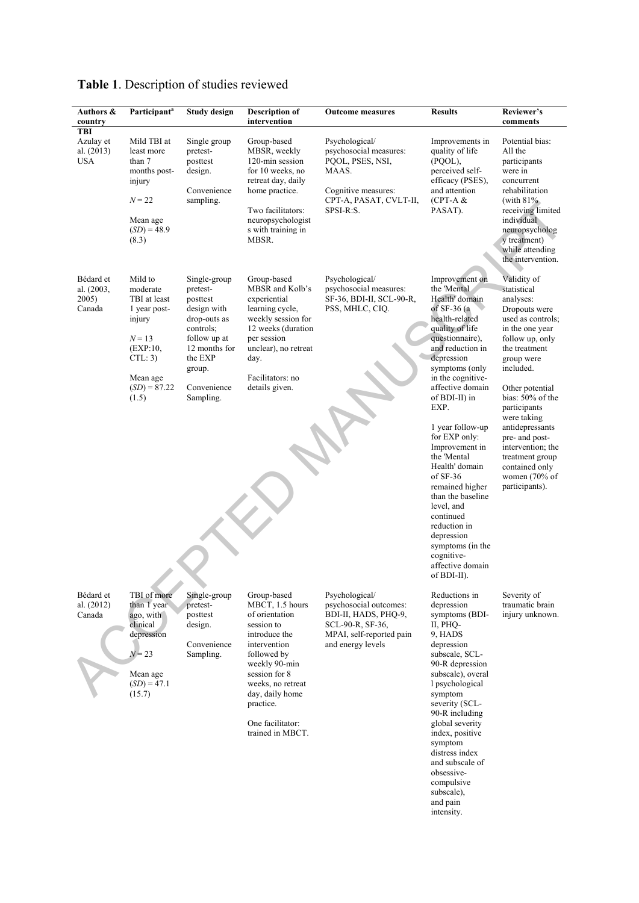**Table 1**. Description of studies reviewed

| Authors & country | Participant[a] | Study design | Description of intervention | Outcome measures | Results | Reviewer's comments |
|---|---|---|---|---|---|---|
| **TBI** | | | | | | |
| Azulay et al. (2013) USA | Mild TBI at least more than 7 months post-injury<br><br>*N* = 22<br><br>Mean age (*SD*) = 48.9 (8.3) | Single group pretest-posttest design.<br><br>Convenience sampling. | Group-based MBSR, weekly 120-min session for 10 weeks, no retreat day, daily home practice.<br><br>Two facilitators: neuropsychologists with training in MBSR. | Psychological/ psychosocial measures: PQOL, PSES, NSI, MAAS.<br><br>Cognitive measures: CPT-A, PASAT, CVLT-II, SPSI-R:S. | Improvements in quality of life (PQOL), perceived self-efficacy (PSES), and attention (CPT-A & PASAT). | Potential bias: All the participants were in concurrent rehabilitation (with 81% receiving limited individual neuropsychology treatment) while attending the intervention. |
| Bédard et al. (2003, 2005) Canada | Mild to moderate TBI at least 1 year post-injury<br><br>*N* = 13 (EXP:10, CTL: 3)<br><br>Mean age (*SD*) = 87.22 (1.5) | Single-group pretest-posttest design with drop-outs as controls; follow up at 12 months for the EXP group.<br><br>Convenience Sampling. | Group-based MBSR and Kolb's experiential learning cycle, weekly session for 12 weeks (duration per session unclear), no retreat day.<br><br>Facilitators: no details given. | Psychological/ psychosocial measures: SF-36, BDI-II, SCL-90-R, PSS, MHLC, CIQ. | Improvement on the 'Mental Health' domain of SF-36 (a health-related quality of life questionnaire), and reduction in depression symptoms (only in the cognitive-affective domain of BDI-II) in EXP.<br><br>1 year follow-up for EXP only: Improvement in the 'Mental Health' domain of SF-36 remained higher than the baseline level, and continued reduction in depression symptoms (in the cognitive-affective domain of BDI-II). | Validity of statistical analyses: Dropouts were used as controls; in the one year follow up, only the treatment group were included.<br><br>Other potential bias: 50% of the participants were taking antidepressants pre- and post-intervention; the treatment group contained only women (70% of participants). |
| Bédard et al. (2012) Canada | TBI of more than 1 year ago, with clinical depression<br><br>*N* = 23<br><br>Mean age (*SD*) = 47.1 (15.7) | Single-group pretest-posttest design.<br><br>Convenience Sampling. | Group-based MBCT, 1.5 hours of orientation session to introduce the intervention followed by weekly 90-min session for 8 weeks, no retreat day, daily home practice.<br><br>One facilitator: trained in MBCT. | Psychological/ psychosocial outcomes: BDI-II, HADS, PHQ-9, SCL-90-R, SF-36, MPAI, self-reported pain and energy levels | Reductions in depression symptoms (BDI-II, PHQ-9, HADS depression subscale, SCL-90-R depression subscale), overall psychological symptom severity (SCL-90-R including global severity index, positive symptom distress index and subscale of obsessive-compulsive subscale), and pain intensity. | Severity of traumatic brain injury unknown. |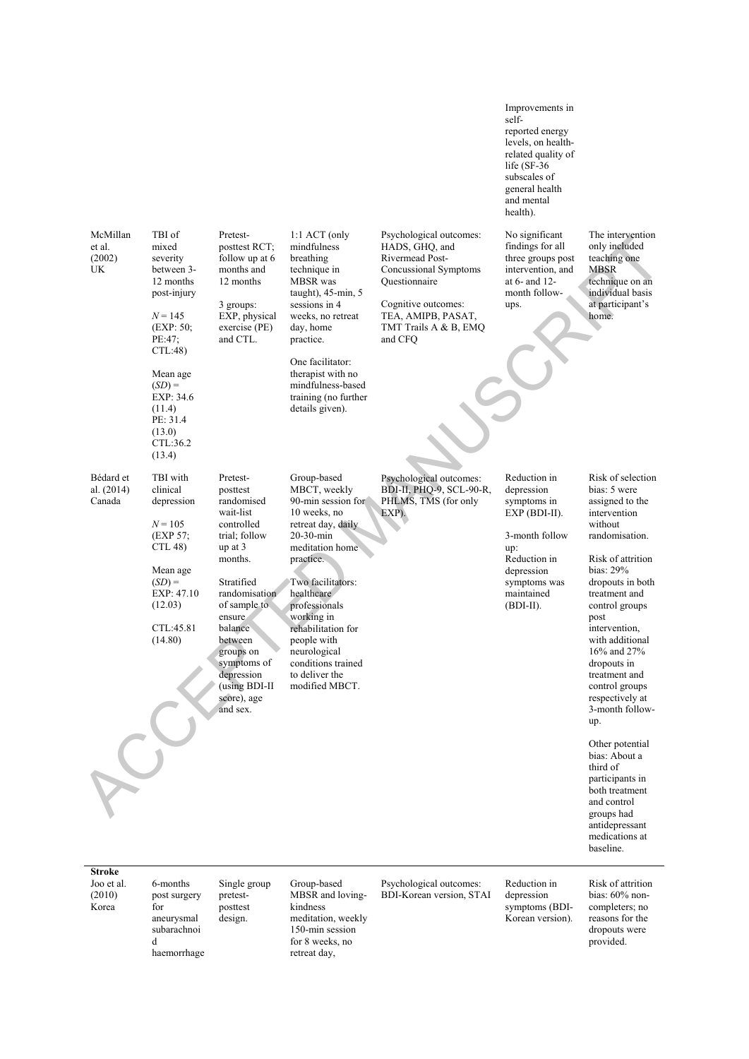| | | | | | | |
|---|---|---|---|---|---|---|
| | | | | | Improvements in self-reported energy levels, on health-related quality of life (SF-36 subscales of general health and mental health). | |
| McMillan et al. (2002) UK | TBI of mixed severity between 3-12 months post-injury<br><br>*N* = 145 (EXP: 50; PE:47; CTL:48)<br><br>Mean age (*SD*) = EXP: 34.6 (11.4) PE: 31.4 (13.0) CTL:36.2 (13.4) | Pretest-posttest RCT; follow up at 6 months and 12 months<br><br>3 groups: EXP, physical exercise (PE) and CTL. | 1:1 ACT (only mindfulness breathing technique in MBSR was taught), 45-min, 5 sessions in 4 weeks, no retreat day, home practice.<br><br>One facilitator: therapist with no mindfulness-based training (no further details given). | Psychological outcomes: HADS, GHQ, and Rivermead Post-Concussional Symptoms Questionnaire<br><br>Cognitive outcomes: TEA, AMIPB, PASAT, TMT Trails A & B, EMQ and CFQ | No significant findings for all three groups post intervention, and at 6- and 12-month follow-ups. | The intervention only included teaching one MBSR technique on an individual basis at participant's home. |
| Bédard et al. (2014) Canada | TBI with clinical depression<br><br>*N* = 105 (EXP 57; CTL 48)<br><br>Mean age (*SD*) = EXP: 47.10 (12.03)<br><br>CTL:45.81 (14.80) | Pretest-posttest randomised wait-list controlled trial; follow up at 3 months.<br><br>Stratified randomisation of sample to ensure balance between groups on symptoms of depression (using BDI-II score), age and sex. | Group-based MBCT, weekly 90-min session for 10 weeks, no retreat day, daily 20-30-min meditation home practice.<br><br>Two facilitators: healthcare professionals working in rehabilitation for people with neurological conditions trained to deliver the modified MBCT. | Psychological outcomes: BDI-II, PHQ-9, SCL-90-R, PHLMS, TMS (for only EXP). | Reduction in depression symptoms in EXP (BDI-II).<br><br>3-month follow up:<br>Reduction in depression symptoms was maintained (BDI-II). | Risk of selection bias: 5 were assigned to the intervention without randomisation.<br><br>Risk of attrition bias: 29% dropouts in both treatment and control groups post intervention, with additional 16% and 27% dropouts in treatment and control groups respectively at 3-month follow-up.<br><br>Other potential bias: About a third of participants in both treatment and control groups had antidepressant medications at baseline. |
| **Stroke** | | | | | | |
| Joo et al. (2010) Korea | 6-months post surgery for aneurysmal subarachnoid haemorrhage | Single group pretest-posttest design. | Group-based MBSR and loving-kindness meditation, weekly 150-min session for 8 weeks, no retreat day, | Psychological outcomes: BDI-Korean version, STAI | Reduction in depression symptoms (BDI-Korean version). | Risk of attrition bias: 60% non-completers; no reasons for the dropouts were provided. |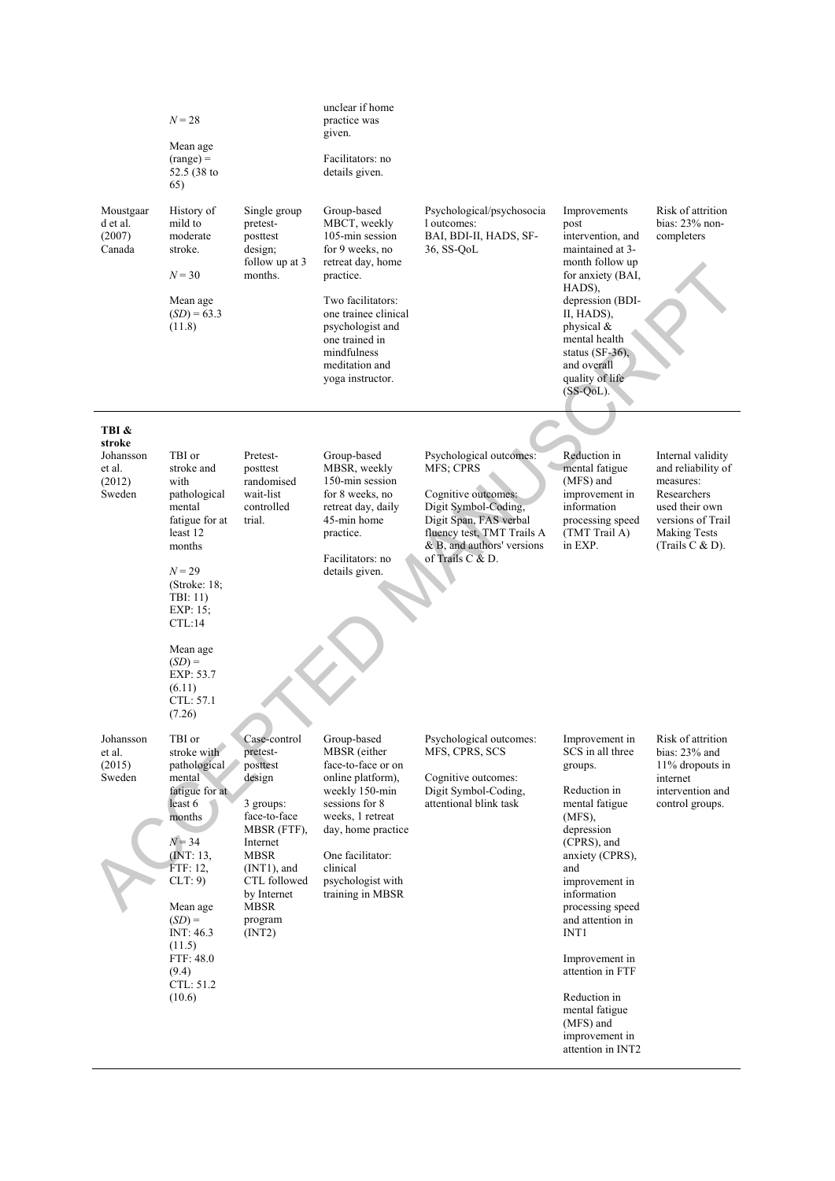| | | | | | | |
|---|---|---|---|---|---|---|
| | $N$ = 28<br><br>Mean age (range) = 52.5 (38 to 65) | | unclear if home practice was given.<br><br>Facilitators: no details given. | | | |
| Moustgaard et al. (2007) Canada | History of mild to moderate stroke.<br><br>$N$ = 30<br><br>Mean age ($SD$) = 63.3 (11.8) | Single group pretest-posttest design; follow up at 3 months. | Group-based MBCT, weekly 105-min session for 9 weeks, no retreat day, home practice.<br><br>Two facilitators: one trainee clinical psychologist and one trained in mindfulness meditation and yoga instructor. | Psychological/psychosocial outcomes: BAI, BDI-II, HADS, SF-36, SS-QoL | Improvements post intervention, and maintained at 3-month follow up for anxiety (BAI, HADS), depression (BDI-II, HADS), physical & mental health status (SF-36), and overall quality of life (SS-QoL). | Risk of attrition bias: 23% non-completers |
| **TBI & stroke** | | | | | | |
| Johansson et al. (2012) Sweden | TBI or stroke and with pathological mental fatigue for at least 12 months<br><br>$N$ = 29 (Stroke: 18; TBI: 11) EXP: 15; CTL:14<br><br>Mean age ($SD$) = EXP: 53.7 (6.11) CTL: 57.1 (7.26) | Pretest-posttest randomised wait-list controlled trial. | Group-based MBSR, weekly 150-min session for 8 weeks, no retreat day, daily 45-min home practice.<br><br>Facilitators: no details given. | Psychological outcomes: MFS; CPRS<br><br>Cognitive outcomes: Digit Symbol-Coding, Digit Span, FAS verbal fluency test, TMT Trails A & B, and authors' versions of Trails C & D. | Reduction in mental fatigue (MFS) and improvement in information processing speed (TMT Trail A) in EXP. | Internal validity and reliability of measures: Researchers used their own versions of Trail Making Tests (Trails C & D). |
| Johansson et al. (2015) Sweden | TBI or stroke with pathological mental fatigue for at least 6 months<br><br>$N$ = 34 (INT: 13, FTF: 12, CLT: 9)<br><br>Mean age ($SD$) = INT: 46.3 (11.5) FTF: 48.0 (9.4) CTL: 51.2 (10.6) | Case-control pretest-posttest design<br><br>3 groups: face-to-face MBSR (FTF), Internet MBSR (INT1), and CTL followed by Internet MBSR program (INT2) | Group-based MBSR (either face-to-face or on online platform), weekly 150-min sessions for 8 weeks, 1 retreat day, home practice<br><br>One facilitator: clinical psychologist with training in MBSR | Psychological outcomes: MFS, CPRS, SCS<br><br>Cognitive outcomes: Digit Symbol-Coding, attentional blink task | Improvement in SCS in all three groups.<br><br>Reduction in mental fatigue (MFS), depression (CPRS), and anxiety (CPRS), and improvement in information processing speed and attention in INT1<br><br>Improvement in attention in FTF<br><br>Reduction in mental fatigue (MFS) and improvement in attention in INT2 | Risk of attrition bias: 23% and 11% dropouts in internet intervention and control groups. |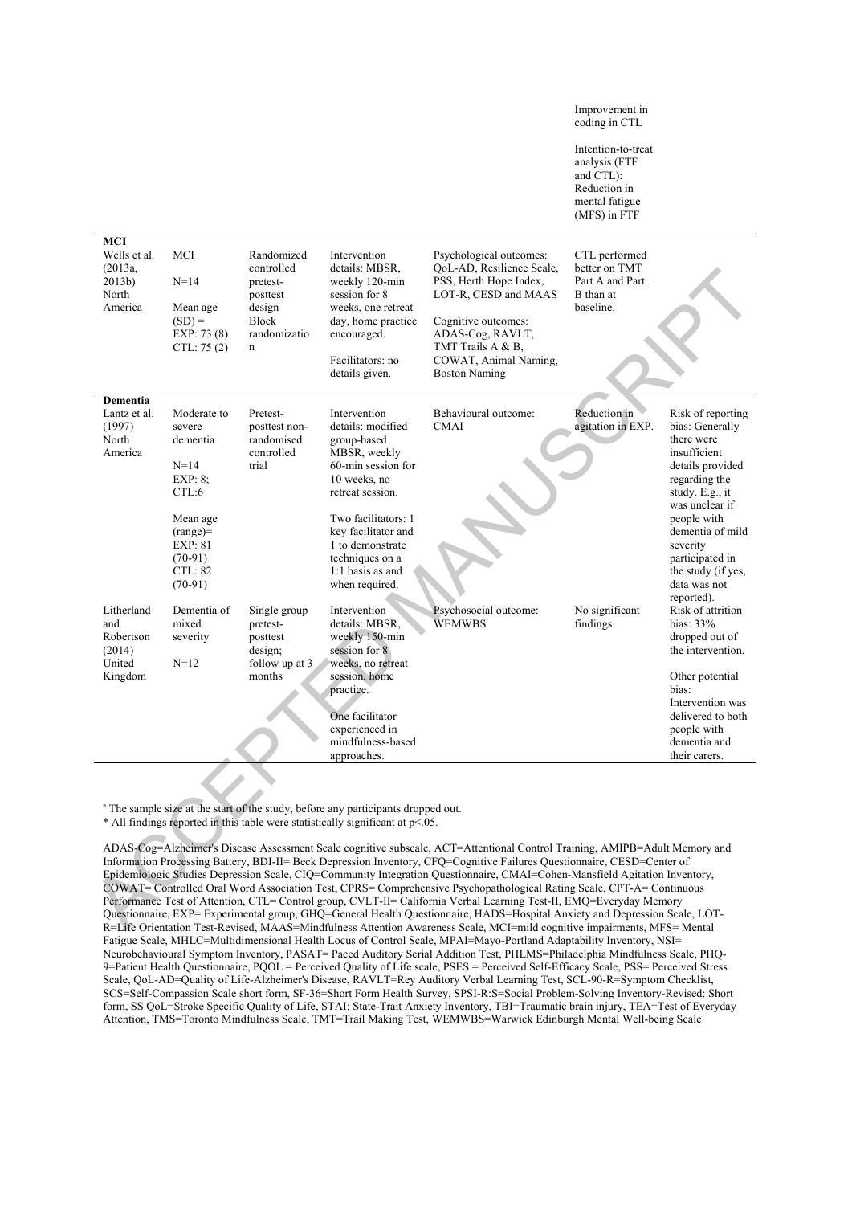| | | | | | | |
|---|---|---|---|---|---|---|
| | | | | | Improvement in coding in CTL<br><br>Intention-to-treat analysis (FTF and CTL): Reduction in mental fatigue (MFS) in FTF | |
| **MCI** | | | | | | |
| Wells et al. (2013a, 2013b) North America | MCI<br><br>N=14<br><br>Mean age (SD) = EXP: 73 (8) CTL: 75 (2) | Randomized controlled pretest-posttest design Block randomizatio n | Intervention details: MBSR, weekly 120-min session for 8 weeks, one retreat day, home practice encouraged.<br><br>Facilitators: no details given. | Psychological outcomes: QoL-AD, Resilience Scale, PSS, Herth Hope Index, LOT-R, CESD and MAAS<br><br>Cognitive outcomes: ADAS-Cog, RAVLT, TMT Trails A & B, COWAT, Animal Naming, Boston Naming | CTL performed better on TMT Part A and Part B than at baseline. | |
| **Dementia** | | | | | | |
| Lantz et al. (1997) North America | Moderate to severe dementia<br><br>N=14 EXP: 8; CTL:6<br><br>Mean age (range)= EXP: 81 (70-91) CTL: 82 (70-91) | Pretest-posttest non-randomised controlled trial | Intervention details: modified group-based MBSR, weekly 60-min session for 10 weeks, no retreat session.<br><br>Two facilitators: 1 key facilitator and 1 to demonstrate techniques on a 1:1 basis as and when required. | Behavioural outcome: CMAI | Reduction in agitation in EXP. | Risk of reporting bias: Generally there were insufficient details provided regarding the study. E.g., it was unclear if people with dementia of mild severity participated in the study (if yes, data was not reported). |
| Litherland and Robertson (2014) United Kingdom | Dementia of mixed severity<br><br>N=12 | Single group pretest-posttest design; follow up at 3 months | Intervention details: MBSR, weekly 150-min session for 8 weeks, no retreat session, home practice.<br><br>One facilitator experienced in mindfulness-based approaches. | Psychosocial outcome: WEMWBS | No significant findings. | Risk of attrition bias: 33% dropped out of the intervention.<br><br>Other potential bias: Intervention was delivered to both people with dementia and their carers. |

[a] The sample size at the start of the study, before any participants dropped out.
\* All findings reported in this table were statistically significant at $p<.05$.

ADAS-Cog=Alzheimer's Disease Assessment Scale cognitive subscale, ACT=Attentional Control Training, AMIPB=Adult Memory and Information Processing Battery, BDI-II= Beck Depression Inventory, CFQ=Cognitive Failures Questionnaire, CESD=Center of Epidemiologic Studies Depression Scale, CIQ=Community Integration Questionnaire, CMAI=Cohen-Mansfield Agitation Inventory, COWAT= Controlled Oral Word Association Test, CPRS= Comprehensive Psychopathological Rating Scale, CPT-A= Continuous Performance Test of Attention, CTL= Control group, CVLT-II= California Verbal Learning Test-II, EMQ=Everyday Memory Questionnaire, EXP= Experimental group, GHQ=General Health Questionnaire, HADS=Hospital Anxiety and Depression Scale, LOT-R=Life Orientation Test-Revised, MAAS=Mindfulness Attention Awareness Scale, MCI=mild cognitive impairments, MFS= Mental Fatigue Scale, MHLC=Multidimensional Health Locus of Control Scale, MPAI=Mayo-Portland Adaptability Inventory, NSI= Neurobehavioural Symptom Inventory, PASAT= Paced Auditory Serial Addition Test, PHLMS=Philadelphia Mindfulness Scale, PHQ-9=Patient Health Questionnaire, PQOL = Perceived Quality of Life scale, PSES = Perceived Self-Efficacy Scale, PSS= Perceived Stress Scale, QoL-AD=Quality of Life-Alzheimer's Disease, RAVLT=Rey Auditory Verbal Learning Test, SCL-90-R=Symptom Checklist, SCS=Self-Compassion Scale short form, SF-36=Short Form Health Survey, SPSI-R:S=Social Problem-Solving Inventory-Revised: Short form, SS QoL=Stroke Specific Quality of Life, STAI: State-Trait Anxiety Inventory, TBI=Traumatic brain injury, TEA=Test of Everyday Attention, TMS=Toronto Mindfulness Scale, TMT=Trail Making Test, WEMWBS=Warwick Edinburgh Mental Well-being Scale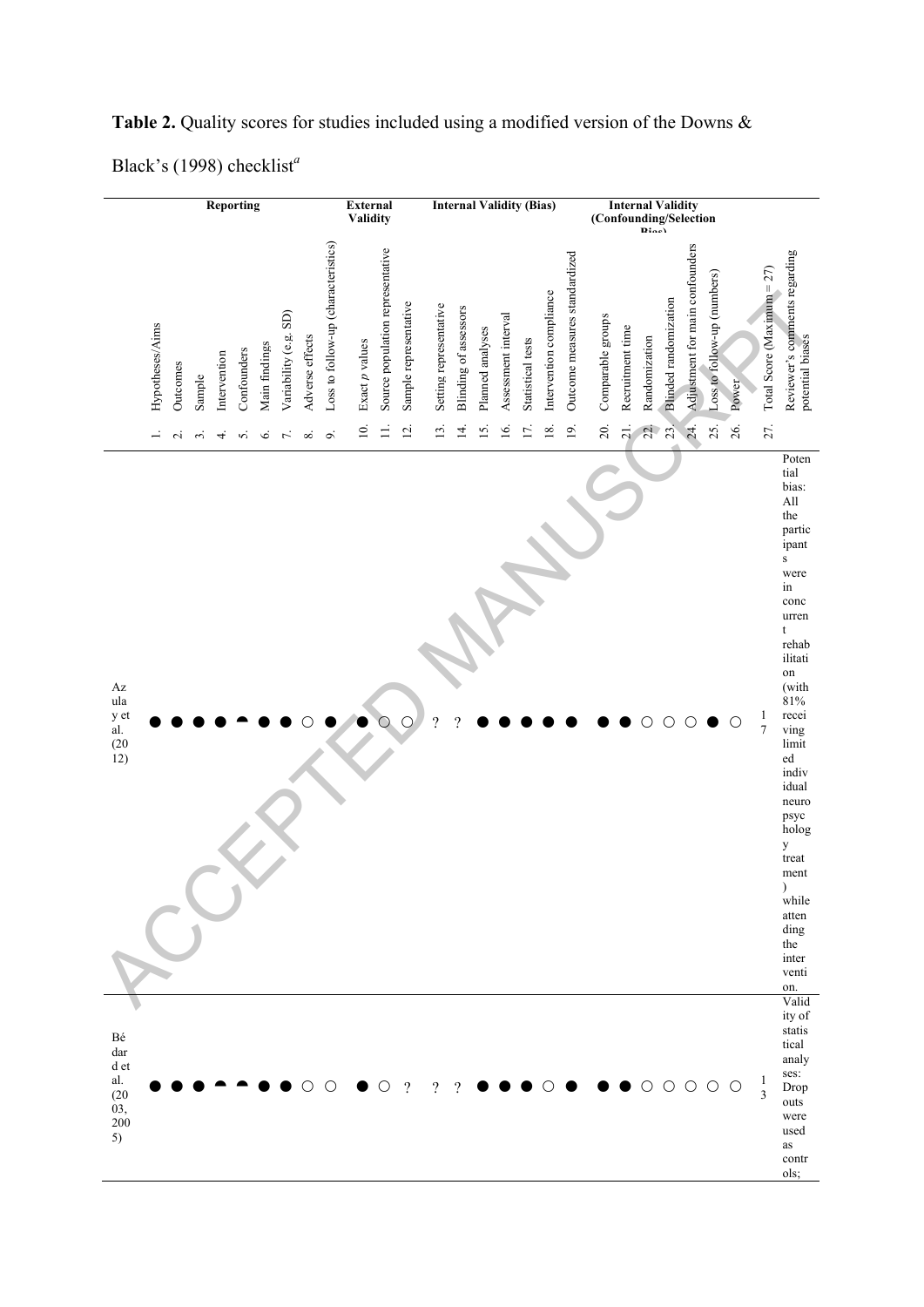**Table 2.** Quality scores for studies included using a modified version of the Downs & Black's (1998) checklist[a]

| | Reporting | | | | | | | | | External Validity | | | Internal Validity (Bias) | | | | | | | Internal Validity (Confounding/Selection Bias) | | | | | | | | |
|---|---|---|---|---|---|---|---|---|---|---|---|---|---|---|---|---|---|---|---|---|---|---|---|---|---|---|---|---|
| | 1. Hypotheses/Aims | 2. Outcomes | 3. Sample | 4. Intervention | 5. Confounders | 6. Main findings | 7. Variability (e.g. SD) | 8. Adverse effects | 9. Loss to follow-up (characteristics) | 10. Exact *p* values | 11. Source population representative | 12. Sample representative | 13. Setting representative | 14. Blinding of assessors | 15. Planned analyses | 16. Assessment interval | 17. Statistical tests | 18. Intervention compliance | 19. Outcome measures standardized | 20. Comparable groups | 21. Recruitment time | 22. Randomization | 23. Blinded randomization | 24. Adjustment for main confounders | 25. Loss to follow-up (numbers) | 26. Power | 27. Total Score (Maximum = 27) | Reviewer's comments regarding potential biases |
| Azulay et al. (2012) | ● | ● | ● | ● | ◓ | ● | ● | ○ | ● | ● | ○ | ○ | ? | ? | ● | ● | ● | ● | ● | ● | ● | ○ | ○ | ○ | ● | ○ | 17 | Potential bias: All the participants were in concurrent rehabilitation (with 81% receiving limited individual neuropsychology treatment) while attending the intervention. |
| Bédard et al. (2003, 2005) | ● | ● | ● | ◓ | ◓ | ● | ● | ○ | ○ | ● | ○ | ? | ? | ? | ● | ● | ● | ○ | ● | ● | ● | ○ | ○ | ○ | ○ | ○ | 13 | Validity of statistical analyses: Dropouts were used as controls; |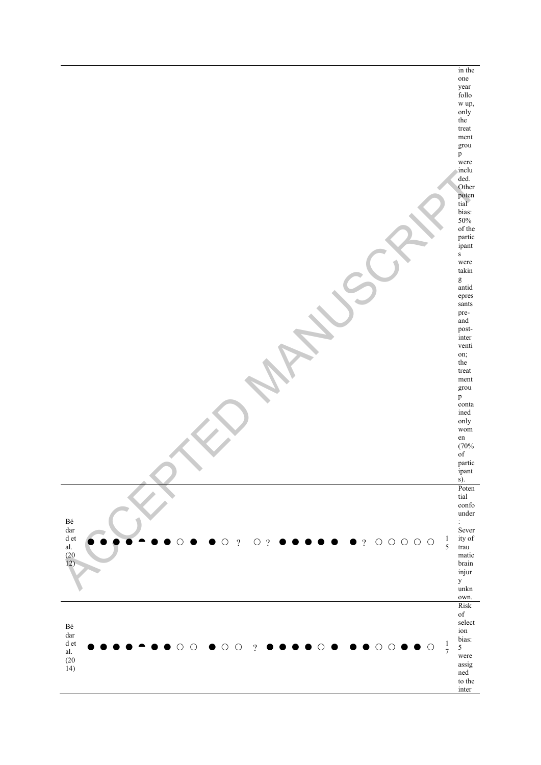| | | | | | | | | | | | | | | | | | | | | | | | | | | | | |
|---|---|---|---|---|---|---|---|---|---|---|---|---|---|---|---|---|---|---|---|---|---|---|---|---|---|---|---|---|
| | | | | | | | | | | | | | | | | | | | | | | | | | | | | in the one year follow up, only the treatment group were included. Other potential bias: 50% of the participants were taking antidepressants pre- and post-intervention; the treatment group contained only women (70% of participants). |
| Bédard et al. (2012) | ● | ● | ● | ● | ◓ | ● | ● | ○ | ● | ● | ○ | ? | ○ | ? | ● | ● | ● | ● | ● | ● | ? | ○ | ○ | ○ | ○ | ○ | 15 | Potential confounder: Severity of traumatic brain injury unknown. |
| Bédard et al. (2014) | ● | ● | ● | ● | ◓ | ● | ● | ○ | ○ | ● | ○ | ○ | ? | ● | ● | ● | ● | ○ | ● | ● | ● | ○ | ○ | ● | ● | ○ | 17 | Risk of selection bias: 5 were assigned to the inter |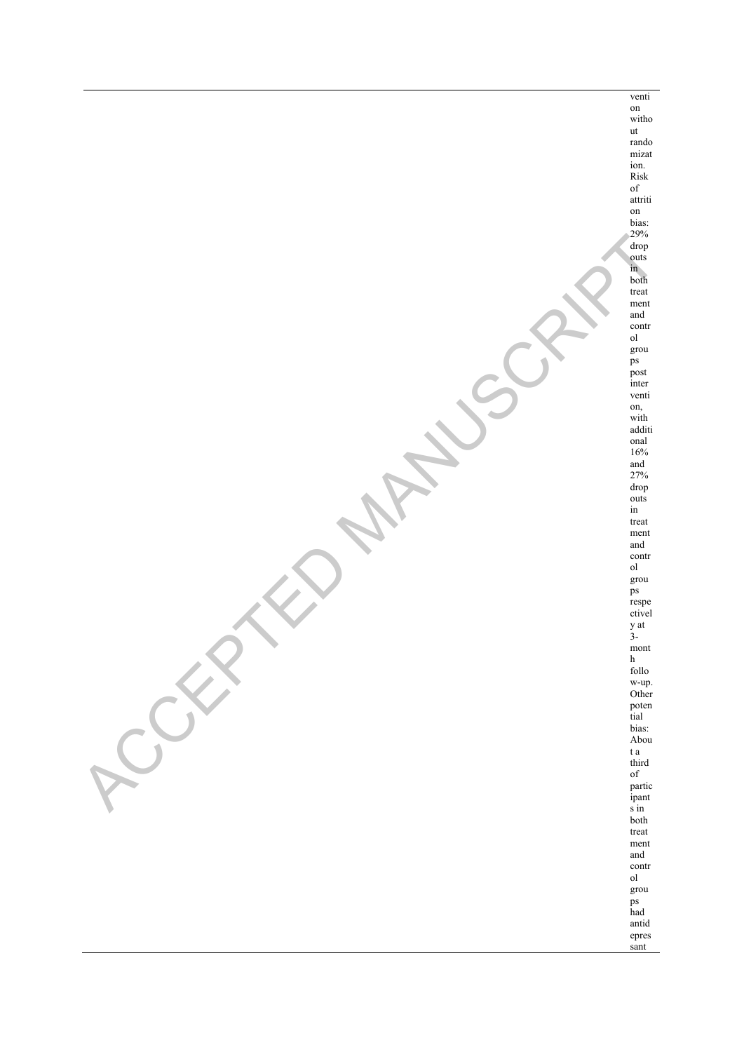intervention without randomization. Risk of attrition bias: 29% dropouts in both treatment and control groups post intervention, with additional 16% and 27% dropouts in treatment and control groups respectively at 3-month follow-up. Other potential bias: About a third of participants in both treatment and control groups had antidepressant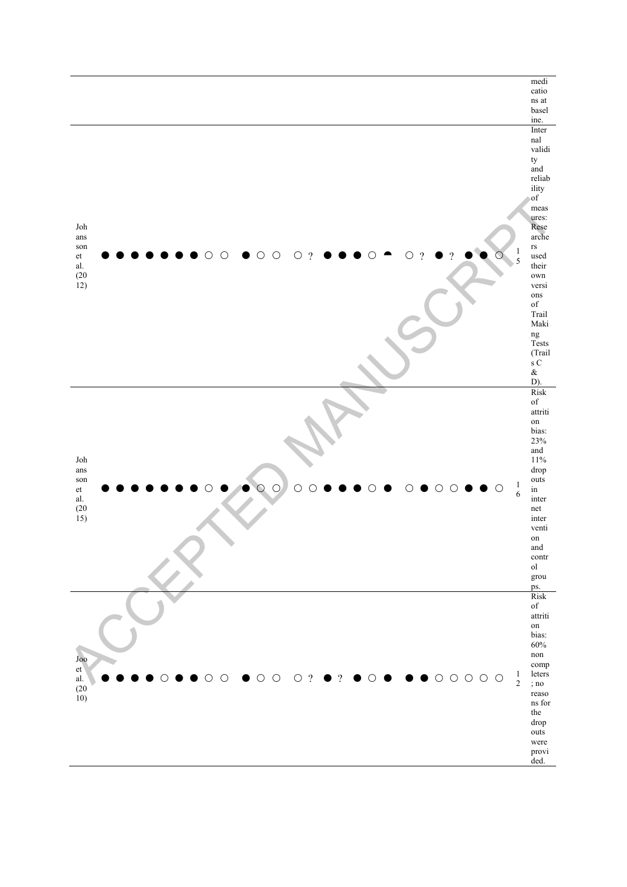| | | | | | | | | | | | | | | | | | | | | | | | | | | | | |
|---|---|---|---|---|---|---|---|---|---|---|---|---|---|---|---|---|---|---|---|---|---|---|---|---|---|---|---|---|
| | | | | | | | | | | | | | | | | | | | | | | | | | | | | medications at baseline. |
| Johansson et al. (2012) | ● | ● | ● | ● | ● | ● | ● | ○ | ○ | ● | ○ | ○ | ○ | ? | ● | ● | ● | ○ | ◓ | ○ | ? | ● | ? | ● | ● | ○ | 15 | Internal validity and reliability of measures: Researchers used their own versions of Trail Making Tests (Trails C & D). |
| Johansson et al. (2015) | ● | ● | ● | ● | ● | ● | ● | ○ | ● | ● | ○ | ○ | ○ | ○ | ● | ● | ● | ○ | ● | ○ | ● | ○ | ○ | ● | ● | ○ | 16 | Risk of attrition bias: 23% and 11% drop outs in internet intervention and control groups. |
| Joo et al. (2010) | ● | ● | ● | ● | ○ | ● | ● | ○ | ○ | ● | ○ | ○ | ○ | ? | ● | ? | ● | ○ | ● | ● | ● | ○ | ○ | ○ | ○ | ○ | 12 | Risk of attrition bias: 60% non completers; no reasons for the drop outs were provided. |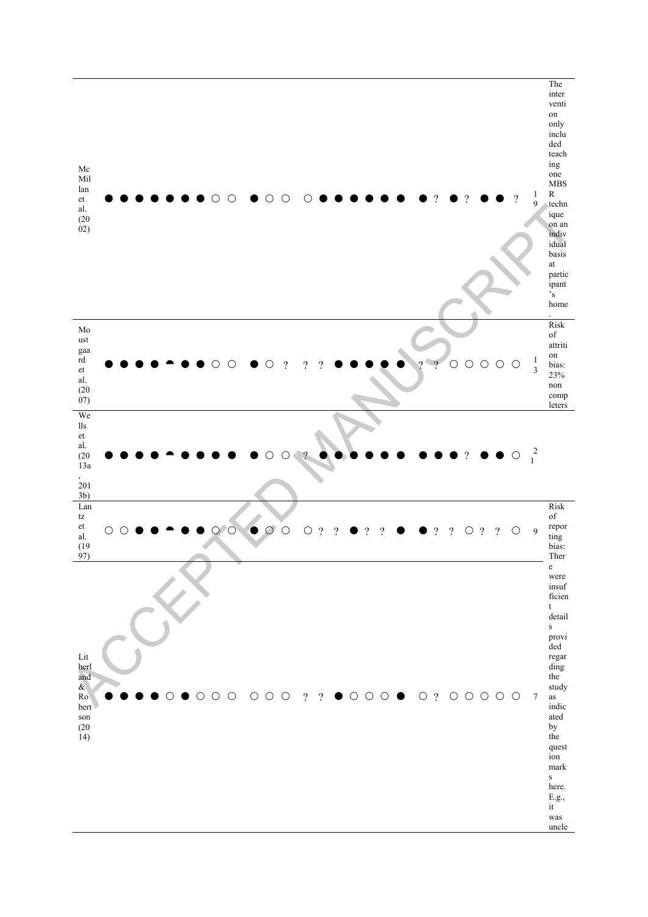| Study | | | | | | | | | | | | | | | | | | | | | | | | | | | Total | Notes |
|---|---|---|---|---|---|---|---|---|---|---|---|---|---|---|---|---|---|---|---|---|---|---|---|---|---|---|---|---|
| McMillan et al. (2002) | ● | ● | ● | ● | ● | ● | ● | ○ | ○ | ● | ○ | ○ | ○ | ● | ● | ● | ● | ● | ● | ● | ? | ● | ? | ● | ● | ? | 19 | The intervention only included teaching one MBSR technique on an individual basis at participant's home. |
| Moustgaard et al. (2007) | ● | ● | ● | ● | ◓ | ● | ● | ○ | ○ | ● | ○ | ? | ? | ? | ● | ● | ● | ● | ● | ? | ? | ○ | ○ | ○ | ○ | ○ | 13 | Risk of attrition bias: 23% non completers |
| Wells et al. (2013a, 2013b) | ● | ● | ● | ● | ◓ | ● | ● | ● | ● | ● | ○ | ○ | ? | ● | ● | ● | ● | ● | ● | ● | ● | ● | ? | ● | ● | ○ | 21 | |
| Lantz et al. (1997) | ○ | ○ | ● | ● | ◓ | ● | ● | ○ | ○ | ● | ○ | ○ | ○ | ? | ? | ● | ? | ? | ● | ● | ? | ? | ○ | ? | ? | ○ | 9 | Risk of reporting bias: There were insufficient details provided regarding the study as indicated by the question marks here. E.g., it was uncle |
| Litherland & Robertson (2014) | ● | ● | ● | ● | ○ | ● | ○ | ○ | ○ | ○ | ○ | ○ | ? | ? | ● | ○ | ○ | ○ | ● | ○ | ? | ○ | ○ | ○ | ○ | ○ | 7 | |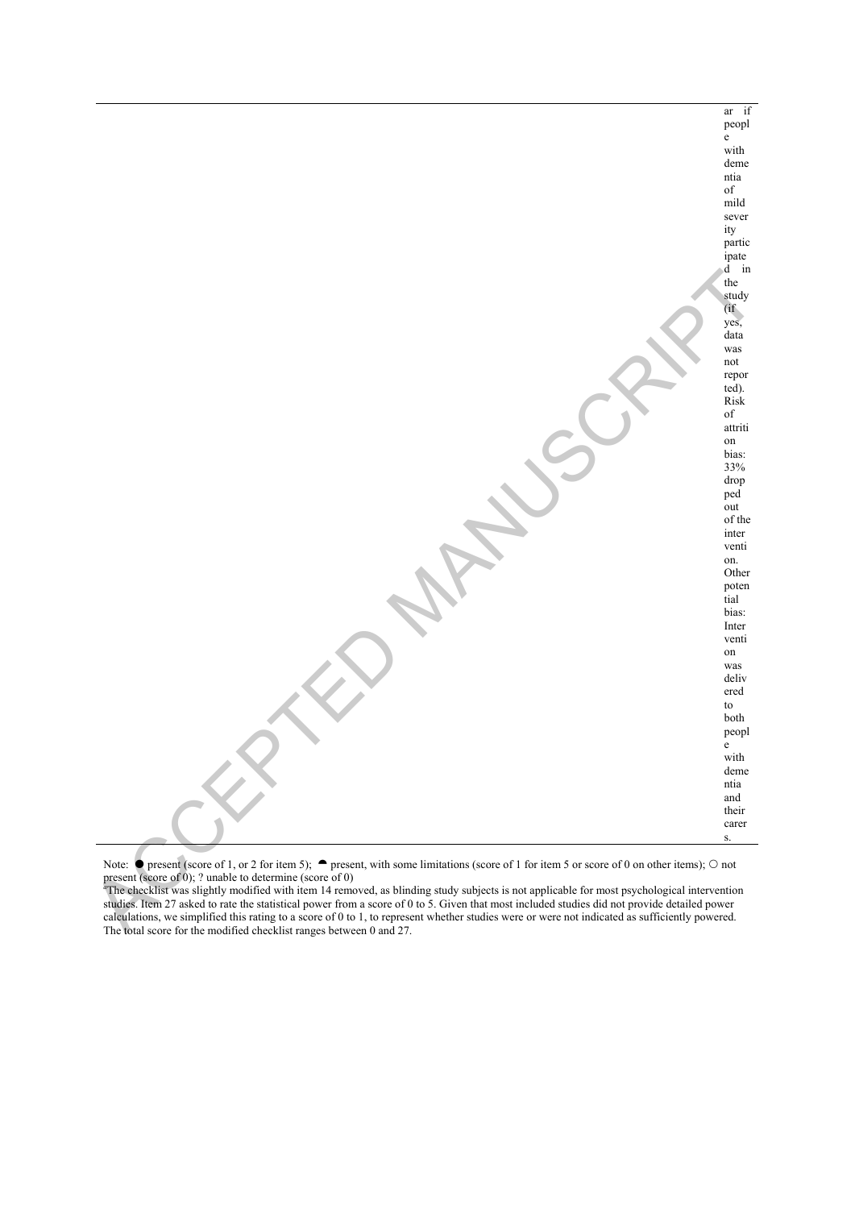ar if people with dementia of mild severity participated in the study (if yes, data was not reported). Risk of attrition bias: 33% dropped out of the intervention. Other potential bias: Intervention was delivered to both people with dementia and their carers.

Note: ● present (score of 1, or 2 for item 5); ◓ present, with some limitations (score of 1 for item 5 or score of 0 on other items); ○ not present (score of 0); ? unable to determine (score of 0)

[a]The checklist was slightly modified with item 14 removed, as blinding study subjects is not applicable for most psychological intervention studies. Item 27 asked to rate the statistical power from a score of 0 to 5. Given that most included studies did not provide detailed power calculations, we simplified this rating to a score of 0 to 1, to represent whether studies were or were not indicated as sufficiently powered. The total score for the modified checklist ranges between 0 and 27.